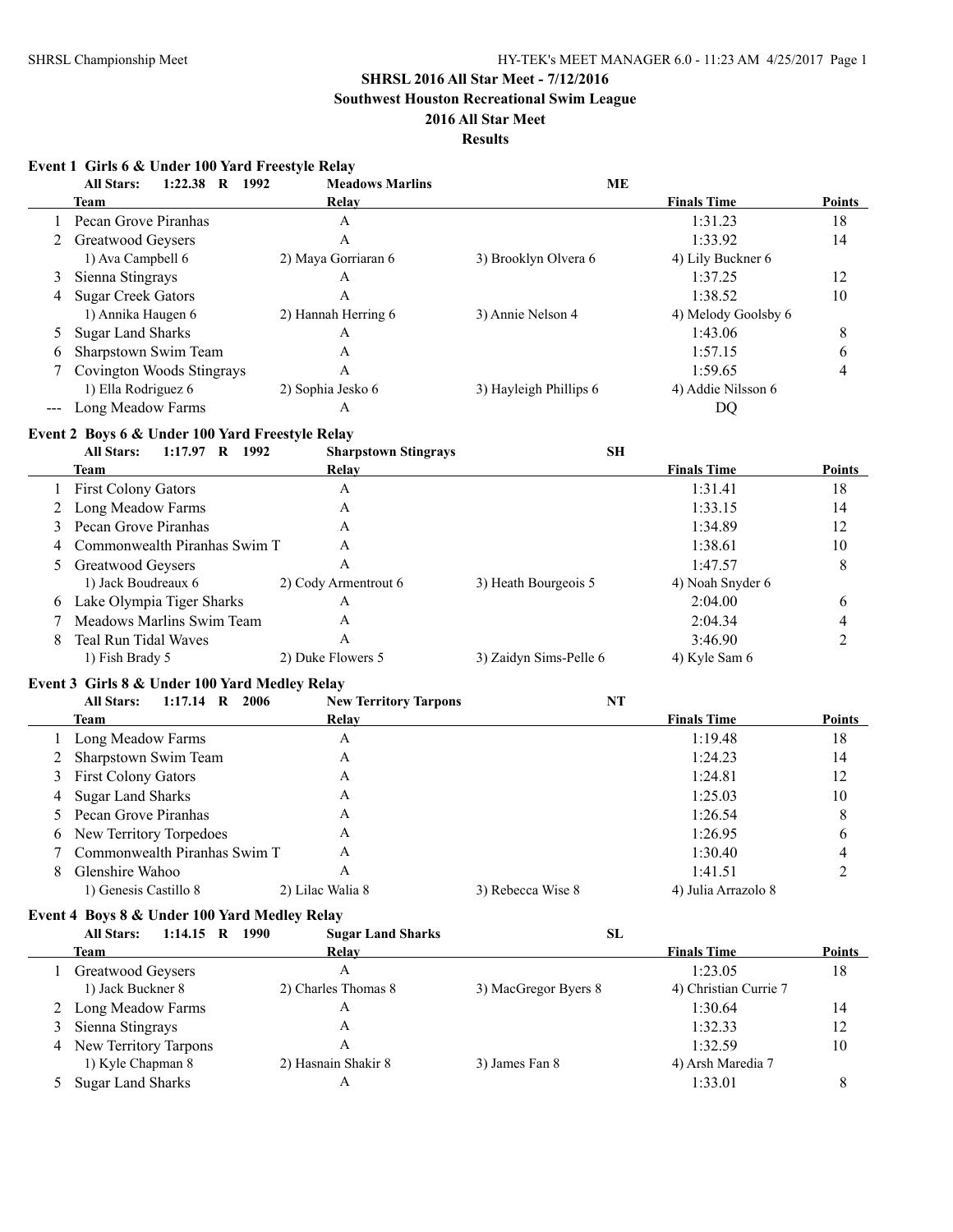**SHRSL 2016 All Star Meet - 7/12/2016**

**Southwest Houston Recreational Swim League**

**2016 All Star Meet**

**Results**

### Event 1 Girls 6 & Under 100 Yard Freestyle Relay

**All Stars: 1:22.38 R 1992 Meadows Marlins ME**

| | Team | Relay | | Finals Time | Points |
|---|---|---|---|---|---|
| 1 | Pecan Grove Piranhas | A | | 1:31.23 | 18 |
| 2 | Greatwood Geysers | A | | 1:33.92 | 14 |
| | 1) Ava Campbell 6 | 2) Maya Gorriaran 6 | 3) Brooklyn Olvera 6 | 4) Lily Buckner 6 | |
| 3 | Sienna Stingrays | A | | 1:37.25 | 12 |
| 4 | Sugar Creek Gators | A | | 1:38.52 | 10 |
| | 1) Annika Haugen 6 | 2) Hannah Herring 6 | 3) Annie Nelson 4 | 4) Melody Goolsby 6 | |
| 5 | Sugar Land Sharks | A | | 1:43.06 | 8 |
| 6 | Sharpstown Swim Team | A | | 1:57.15 | 6 |
| 7 | Covington Woods Stingrays | A | | 1:59.65 | 4 |
| | 1) Ella Rodriguez 6 | 2) Sophia Jesko 6 | 3) Hayleigh Phillips 6 | 4) Addie Nilsson 6 | |
| --- | Long Meadow Farms | A | | DQ | |

### Event 2 Boys 6 & Under 100 Yard Freestyle Relay

**All Stars: 1:17.97 R 1992 Sharpstown Stingrays SH**

| | Team | Relay | | Finals Time | Points |
|---|---|---|---|---|---|
| 1 | First Colony Gators | A | | 1:31.41 | 18 |
| 2 | Long Meadow Farms | A | | 1:33.15 | 14 |
| 3 | Pecan Grove Piranhas | A | | 1:34.89 | 12 |
| 4 | Commonwealth Piranhas Swim T | A | | 1:38.61 | 10 |
| 5 | Greatwood Geysers | A | | 1:47.57 | 8 |
| | 1) Jack Boudreaux 6 | 2) Cody Armentrout 6 | 3) Heath Bourgeois 5 | 4) Noah Snyder 6 | |
| 6 | Lake Olympia Tiger Sharks | A | | 2:04.00 | 6 |
| 7 | Meadows Marlins Swim Team | A | | 2:04.34 | 4 |
| 8 | Teal Run Tidal Waves | A | | 3:46.90 | 2 |
| | 1) Fish Brady 5 | 2) Duke Flowers 5 | 3) Zaidyn Sims-Pelle 6 | 4) Kyle Sam 6 | |

### Event 3 Girls 8 & Under 100 Yard Medley Relay

**All Stars: 1:17.14 R 2006 New Territory Tarpons NT**

| | Team | Relay | | Finals Time | Points |
|---|---|---|---|---|---|
| 1 | Long Meadow Farms | A | | 1:19.48 | 18 |
| 2 | Sharpstown Swim Team | A | | 1:24.23 | 14 |
| 3 | First Colony Gators | A | | 1:24.81 | 12 |
| 4 | Sugar Land Sharks | A | | 1:25.03 | 10 |
| 5 | Pecan Grove Piranhas | A | | 1:26.54 | 8 |
| 6 | New Territory Torpedoes | A | | 1:26.95 | 6 |
| 7 | Commonwealth Piranhas Swim T | A | | 1:30.40 | 4 |
| 8 | Glenshire Wahoo | A | | 1:41.51 | 2 |
| | 1) Genesis Castillo 8 | 2) Lilac Walia 8 | 3) Rebecca Wise 8 | 4) Julia Arrazolo 8 | |

### Event 4 Boys 8 & Under 100 Yard Medley Relay

**All Stars: 1:14.15 R 1990 Sugar Land Sharks SL**

| | Team | Relay | | Finals Time | Points |
|---|---|---|---|---|---|
| 1 | Greatwood Geysers | A | | 1:23.05 | 18 |
| | 1) Jack Buckner 8 | 2) Charles Thomas 8 | 3) MacGregor Byers 8 | 4) Christian Currie 7 | |
| 2 | Long Meadow Farms | A | | 1:30.64 | 14 |
| 3 | Sienna Stingrays | A | | 1:32.33 | 12 |
| 4 | New Territory Tarpons | A | | 1:32.59 | 10 |
| | 1) Kyle Chapman 8 | 2) Hasnain Shakir 8 | 3) James Fan 8 | 4) Arsh Maredia 7 | |
| 5 | Sugar Land Sharks | A | | 1:33.01 | 8 |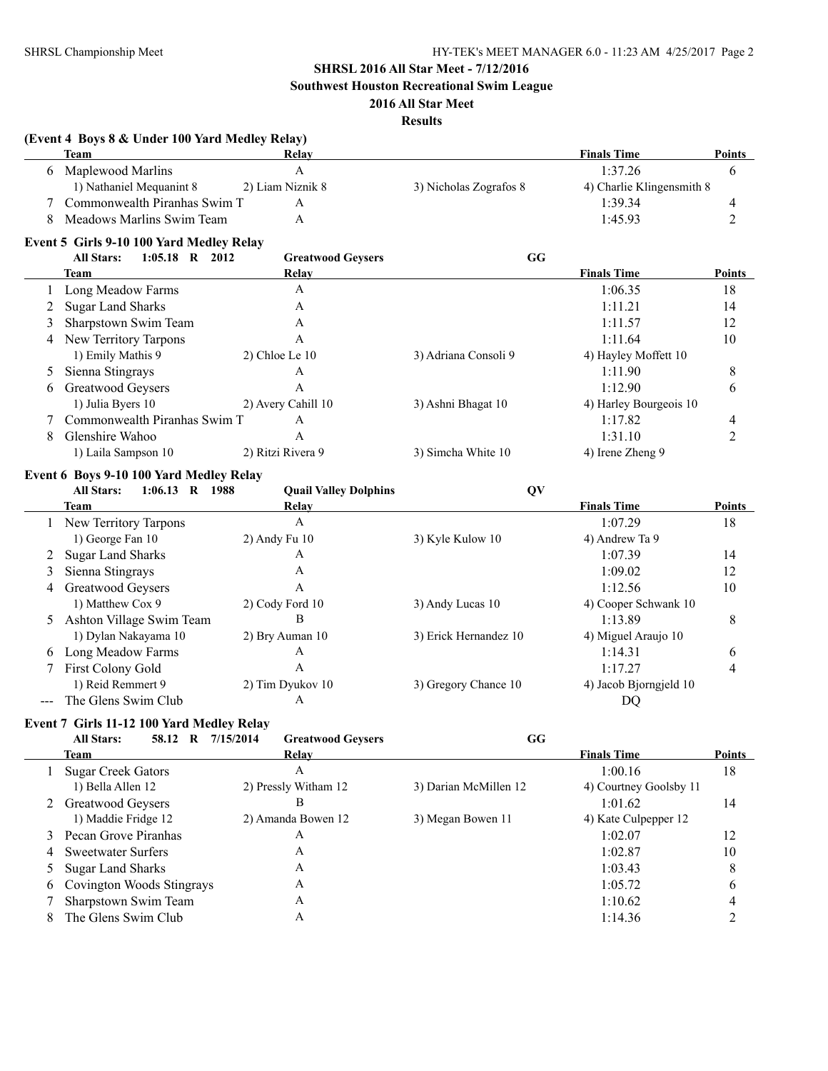**SHRSL 2016 All Star Meet - 7/12/2016**
**Southwest Houston Recreational Swim League**
**2016 All Star Meet**
**Results**

### (Event 4 Boys 8 & Under 100 Yard Medley Relay)

| | Team | Relay | | Finals Time | Points |
|---|---|---|---|---|---|
| 6 | Maplewood Marlins | A | | 1:37.26 | 6 |
| | 1) Nathaniel Mequanint 8 | 2) Liam Niznik 8 | 3) Nicholas Zografos 8 | 4) Charlie Klingensmith 8 | |
| 7 | Commonwealth Piranhas Swim T | A | | 1:39.34 | 4 |
| 8 | Meadows Marlins Swim Team | A | | 1:45.93 | 2 |

### Event 5 Girls 9-10 100 Yard Medley Relay

All Stars: 1:05.18 R 2012 Greatwood Geysers GG

| | Team | Relay | | Finals Time | Points |
|---|---|---|---|---|---|
| 1 | Long Meadow Farms | A | | 1:06.35 | 18 |
| 2 | Sugar Land Sharks | A | | 1:11.21 | 14 |
| 3 | Sharpstown Swim Team | A | | 1:11.57 | 12 |
| 4 | New Territory Tarpons | A | | 1:11.64 | 10 |
| | 1) Emily Mathis 9 | 2) Chloe Le 10 | 3) Adriana Consoli 9 | 4) Hayley Moffett 10 | |
| 5 | Sienna Stingrays | A | | 1:11.90 | 8 |
| 6 | Greatwood Geysers | A | | 1:12.90 | 6 |
| | 1) Julia Byers 10 | 2) Avery Cahill 10 | 3) Ashni Bhagat 10 | 4) Harley Bourgeois 10 | |
| 7 | Commonwealth Piranhas Swim T | A | | 1:17.82 | 4 |
| 8 | Glenshire Wahoo | A | | 1:31.10 | 2 |
| | 1) Laila Sampson 10 | 2) Ritzi Rivera 9 | 3) Simcha White 10 | 4) Irene Zheng 9 | |

### Event 6 Boys 9-10 100 Yard Medley Relay

All Stars: 1:06.13 R 1988 Quail Valley Dolphins QV

| | Team | Relay | | Finals Time | Points |
|---|---|---|---|---|---|
| 1 | New Territory Tarpons | A | | 1:07.29 | 18 |
| | 1) George Fan 10 | 2) Andy Fu 10 | 3) Kyle Kulow 10 | 4) Andrew Ta 9 | |
| 2 | Sugar Land Sharks | A | | 1:07.39 | 14 |
| 3 | Sienna Stingrays | A | | 1:09.02 | 12 |
| 4 | Greatwood Geysers | A | | 1:12.56 | 10 |
| | 1) Matthew Cox 9 | 2) Cody Ford 10 | 3) Andy Lucas 10 | 4) Cooper Schwank 10 | |
| 5 | Ashton Village Swim Team | B | | 1:13.89 | 8 |
| | 1) Dylan Nakayama 10 | 2) Bry Auman 10 | 3) Erick Hernandez 10 | 4) Miguel Araujo 10 | |
| 6 | Long Meadow Farms | A | | 1:14.31 | 6 |
| 7 | First Colony Gold | A | | 1:17.27 | 4 |
| | 1) Reid Remmert 9 | 2) Tim Dyukov 10 | 3) Gregory Chance 10 | 4) Jacob Bjorngjeld 10 | |
| --- | The Glens Swim Club | A | | DQ | |

### Event 7 Girls 11-12 100 Yard Medley Relay

All Stars: 58.12 R 7/15/2014 Greatwood Geysers GG

| | Team | Relay | | Finals Time | Points |
|---|---|---|---|---|---|
| 1 | Sugar Creek Gators | A | | 1:00.16 | 18 |
| | 1) Bella Allen 12 | 2) Pressly Witham 12 | 3) Darian McMillen 12 | 4) Courtney Goolsby 11 | |
| 2 | Greatwood Geysers | B | | 1:01.62 | 14 |
| | 1) Maddie Fridge 12 | 2) Amanda Bowen 12 | 3) Megan Bowen 11 | 4) Kate Culpepper 12 | |
| 3 | Pecan Grove Piranhas | A | | 1:02.07 | 12 |
| 4 | Sweetwater Surfers | A | | 1:02.87 | 10 |
| 5 | Sugar Land Sharks | A | | 1:03.43 | 8 |
| 6 | Covington Woods Stingrays | A | | 1:05.72 | 6 |
| 7 | Sharpstown Swim Team | A | | 1:10.62 | 4 |
| 8 | The Glens Swim Club | A | | 1:14.36 | 2 |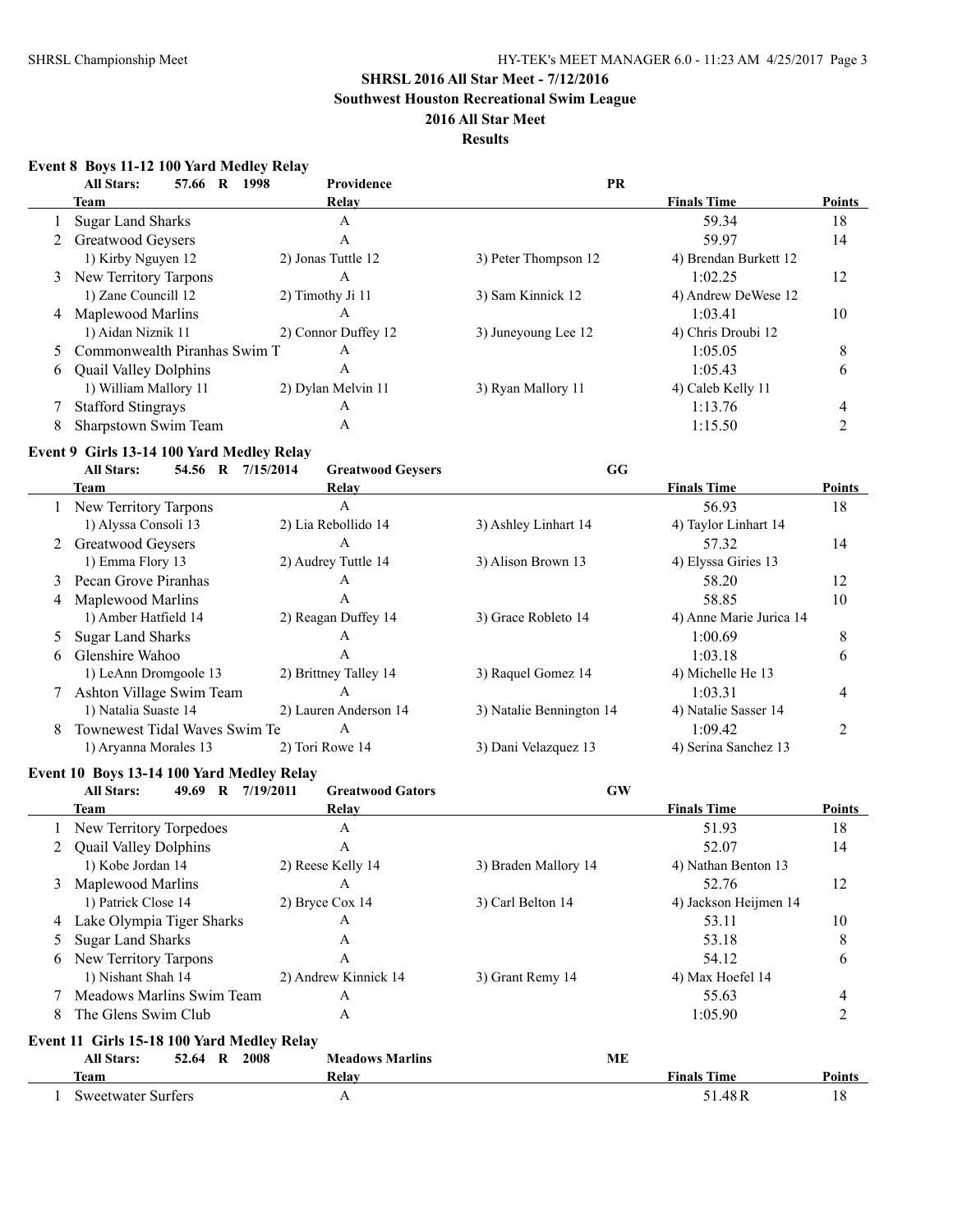**SHRSL 2016 All Star Meet - 7/12/2016**
**Southwest Houston Recreational Swim League**
**2016 All Star Meet**
**Results**

### Event 8 Boys 11-12 100 Yard Medley Relay

All Stars: 57.66 R 1998 Providence PR

| | Team | Relay | | Finals Time | Points |
|---|---|---|---|---|---|
| 1 | Sugar Land Sharks | A | | 59.34 | 18 |
| 2 | Greatwood Geysers | A | | 59.97 | 14 |
| | 1) Kirby Nguyen 12 | 2) Jonas Tuttle 12 | 3) Peter Thompson 12 | 4) Brendan Burkett 12 | |
| 3 | New Territory Tarpons | A | | 1:02.25 | 12 |
| | 1) Zane Councill 12 | 2) Timothy Ji 11 | 3) Sam Kinnick 12 | 4) Andrew DeWese 12 | |
| 4 | Maplewood Marlins | A | | 1:03.41 | 10 |
| | 1) Aidan Niznik 11 | 2) Connor Duffey 12 | 3) Juneyoung Lee 12 | 4) Chris Droubi 12 | |
| 5 | Commonwealth Piranhas Swim T | A | | 1:05.05 | 8 |
| 6 | Quail Valley Dolphins | A | | 1:05.43 | 6 |
| | 1) William Mallory 11 | 2) Dylan Melvin 11 | 3) Ryan Mallory 11 | 4) Caleb Kelly 11 | |
| 7 | Stafford Stingrays | A | | 1:13.76 | 4 |
| 8 | Sharpstown Swim Team | A | | 1:15.50 | 2 |

### Event 9 Girls 13-14 100 Yard Medley Relay

All Stars: 54.56 R 7/15/2014 Greatwood Geysers GG

| | Team | Relay | | Finals Time | Points |
|---|---|---|---|---|---|
| 1 | New Territory Tarpons | A | | 56.93 | 18 |
| | 1) Alyssa Consoli 13 | 2) Lia Rebollido 14 | 3) Ashley Linhart 14 | 4) Taylor Linhart 14 | |
| 2 | Greatwood Geysers | A | | 57.32 | 14 |
| | 1) Emma Flory 13 | 2) Audrey Tuttle 14 | 3) Alison Brown 13 | 4) Elyssa Giries 13 | |
| 3 | Pecan Grove Piranhas | A | | 58.20 | 12 |
| 4 | Maplewood Marlins | A | | 58.85 | 10 |
| | 1) Amber Hatfield 14 | 2) Reagan Duffey 14 | 3) Grace Robleto 14 | 4) Anne Marie Jurica 14 | |
| 5 | Sugar Land Sharks | A | | 1:00.69 | 8 |
| 6 | Glenshire Wahoo | A | | 1:03.18 | 6 |
| | 1) LeAnn Dromgoole 13 | 2) Brittney Talley 14 | 3) Raquel Gomez 14 | 4) Michelle He 13 | |
| 7 | Ashton Village Swim Team | A | | 1:03.31 | 4 |
| | 1) Natalia Suaste 14 | 2) Lauren Anderson 14 | 3) Natalie Bennington 14 | 4) Natalie Sasser 14 | |
| 8 | Townewest Tidal Waves Swim Te | A | | 1:09.42 | 2 |
| | 1) Aryanna Morales 13 | 2) Tori Rowe 14 | 3) Dani Velazquez 13 | 4) Serina Sanchez 13 | |

### Event 10 Boys 13-14 100 Yard Medley Relay

All Stars: 49.69 R 7/19/2011 Greatwood Gators GW

| | Team | Relay | | Finals Time | Points |
|---|---|---|---|---|---|
| 1 | New Territory Torpedoes | A | | 51.93 | 18 |
| 2 | Quail Valley Dolphins | A | | 52.07 | 14 |
| | 1) Kobe Jordan 14 | 2) Reese Kelly 14 | 3) Braden Mallory 14 | 4) Nathan Benton 13 | |
| 3 | Maplewood Marlins | A | | 52.76 | 12 |
| | 1) Patrick Close 14 | 2) Bryce Cox 14 | 3) Carl Belton 14 | 4) Jackson Heijmen 14 | |
| 4 | Lake Olympia Tiger Sharks | A | | 53.11 | 10 |
| 5 | Sugar Land Sharks | A | | 53.18 | 8 |
| 6 | New Territory Tarpons | A | | 54.12 | 6 |
| | 1) Nishant Shah 14 | 2) Andrew Kinnick 14 | 3) Grant Remy 14 | 4) Max Hoefel 14 | |
| 7 | Meadows Marlins Swim Team | A | | 55.63 | 4 |
| 8 | The Glens Swim Club | A | | 1:05.90 | 2 |

### Event 11 Girls 15-18 100 Yard Medley Relay

All Stars: 52.64 R 2008 Meadows Marlins ME

| | Team | Relay | | Finals Time | Points |
|---|---|---|---|---|---|
| 1 | Sweetwater Surfers | A | | 51.48R | 18 |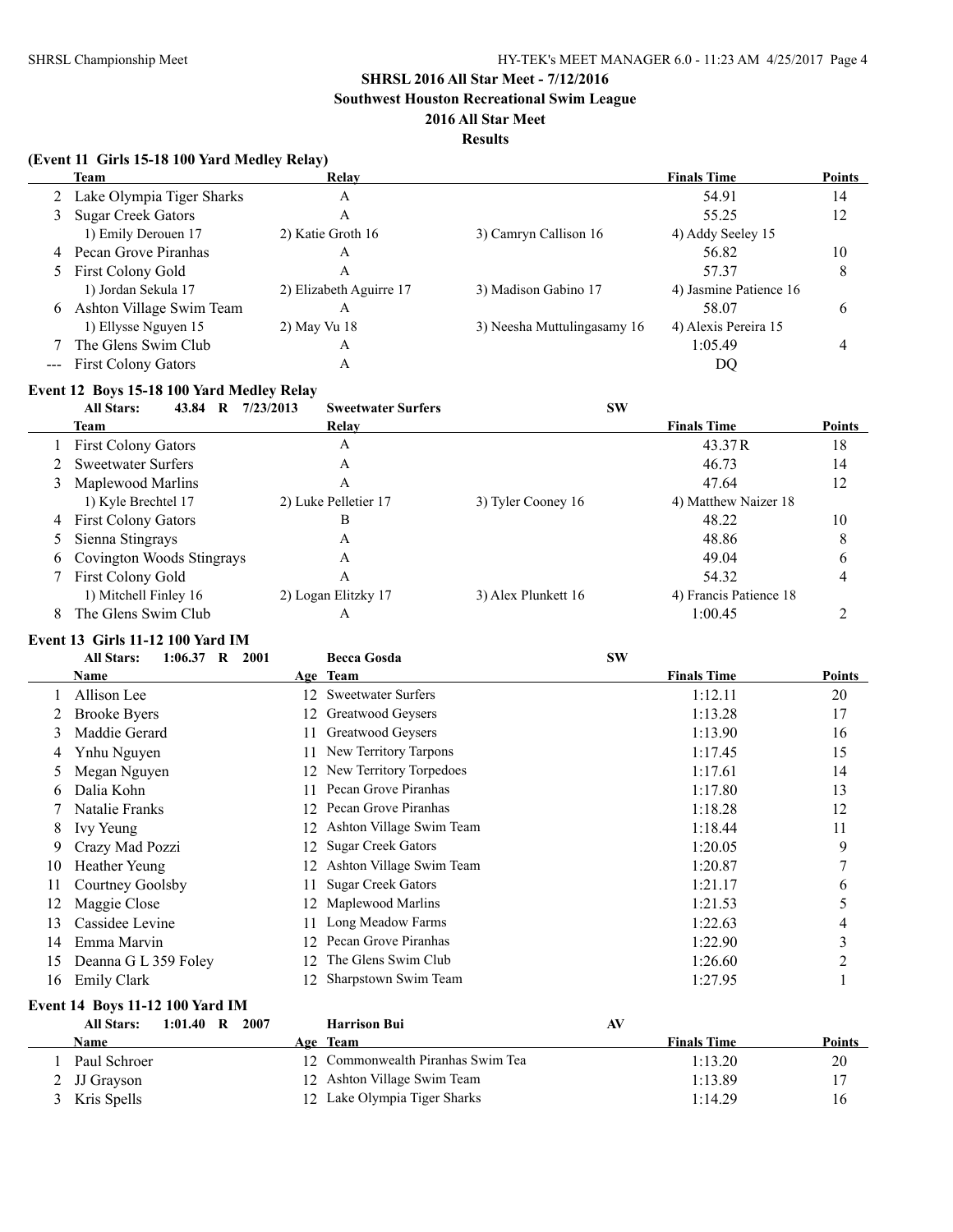## SHRSL 2016 All Star Meet - 7/12/2016

## Southwest Houston Recreational Swim League

## 2016 All Star Meet

## Results

### (Event 11 Girls 15-18 100 Yard Medley Relay)

| | Team | Relay | | Finals Time | Points |
|---|---|---|---|---|---|
| 2 | Lake Olympia Tiger Sharks | A | | 54.91 | 14 |
| 3 | Sugar Creek Gators | A | | 55.25 | 12 |
| | 1) Emily Derouen 17 | 2) Katie Groth 16 | 3) Camryn Callison 16 | 4) Addy Seeley 15 | |
| 4 | Pecan Grove Piranhas | A | | 56.82 | 10 |
| 5 | First Colony Gold | A | | 57.37 | 8 |
| | 1) Jordan Sekula 17 | 2) Elizabeth Aguirre 17 | 3) Madison Gabino 17 | 4) Jasmine Patience 16 | |
| 6 | Ashton Village Swim Team | A | | 58.07 | 6 |
| | 1) Ellysse Nguyen 15 | 2) May Vu 18 | 3) Neesha Muttulingasamy 16 | 4) Alexis Pereira 15 | |
| 7 | The Glens Swim Club | A | | 1:05.49 | 4 |
| --- | First Colony Gators | A | | DQ | |

### Event 12 Boys 15-18 100 Yard Medley Relay

All Stars: 43.84 R 7/23/2013 Sweetwater Surfers SW

| | Team | Relay | | Finals Time | Points |
|---|---|---|---|---|---|
| 1 | First Colony Gators | A | | 43.37R | 18 |
| 2 | Sweetwater Surfers | A | | 46.73 | 14 |
| 3 | Maplewood Marlins | A | | 47.64 | 12 |
| | 1) Kyle Brechtel 17 | 2) Luke Pelletier 17 | 3) Tyler Cooney 16 | 4) Matthew Naizer 18 | |
| 4 | First Colony Gators | B | | 48.22 | 10 |
| 5 | Sienna Stingrays | A | | 48.86 | 8 |
| 6 | Covington Woods Stingrays | A | | 49.04 | 6 |
| 7 | First Colony Gold | A | | 54.32 | 4 |
| | 1) Mitchell Finley 16 | 2) Logan Elitzky 17 | 3) Alex Plunkett 16 | 4) Francis Patience 18 | |
| 8 | The Glens Swim Club | A | | 1:00.45 | 2 |

### Event 13 Girls 11-12 100 Yard IM

All Stars: 1:06.37 R 2001 Becca Gosda SW

| | Name | Age | Team | Finals Time | Points |
|---|---|---|---|---|---|
| 1 | Allison Lee | 12 | Sweetwater Surfers | 1:12.11 | 20 |
| 2 | Brooke Byers | 12 | Greatwood Geysers | 1:13.28 | 17 |
| 3 | Maddie Gerard | 11 | Greatwood Geysers | 1:13.90 | 16 |
| 4 | Ynhu Nguyen | 11 | New Territory Tarpons | 1:17.45 | 15 |
| 5 | Megan Nguyen | 12 | New Territory Torpedoes | 1:17.61 | 14 |
| 6 | Dalia Kohn | 11 | Pecan Grove Piranhas | 1:17.80 | 13 |
| 7 | Natalie Franks | 12 | Pecan Grove Piranhas | 1:18.28 | 12 |
| 8 | Ivy Yeung | 12 | Ashton Village Swim Team | 1:18.44 | 11 |
| 9 | Crazy Mad Pozzi | 12 | Sugar Creek Gators | 1:20.05 | 9 |
| 10 | Heather Yeung | 12 | Ashton Village Swim Team | 1:20.87 | 7 |
| 11 | Courtney Goolsby | 11 | Sugar Creek Gators | 1:21.17 | 6 |
| 12 | Maggie Close | 12 | Maplewood Marlins | 1:21.53 | 5 |
| 13 | Cassidee Levine | 11 | Long Meadow Farms | 1:22.63 | 4 |
| 14 | Emma Marvin | 12 | Pecan Grove Piranhas | 1:22.90 | 3 |
| 15 | Deanna G L 359 Foley | 12 | The Glens Swim Club | 1:26.60 | 2 |
| 16 | Emily Clark | 12 | Sharpstown Swim Team | 1:27.95 | 1 |

### Event 14 Boys 11-12 100 Yard IM

All Stars: 1:01.40 R 2007 Harrison Bui AV

| | Name | Age | Team | Finals Time | Points |
|---|---|---|---|---|---|
| 1 | Paul Schroer | 12 | Commonwealth Piranhas Swim Tea | 1:13.20 | 20 |
| 2 | JJ Grayson | 12 | Ashton Village Swim Team | 1:13.89 | 17 |
| 3 | Kris Spells | 12 | Lake Olympia Tiger Sharks | 1:14.29 | 16 |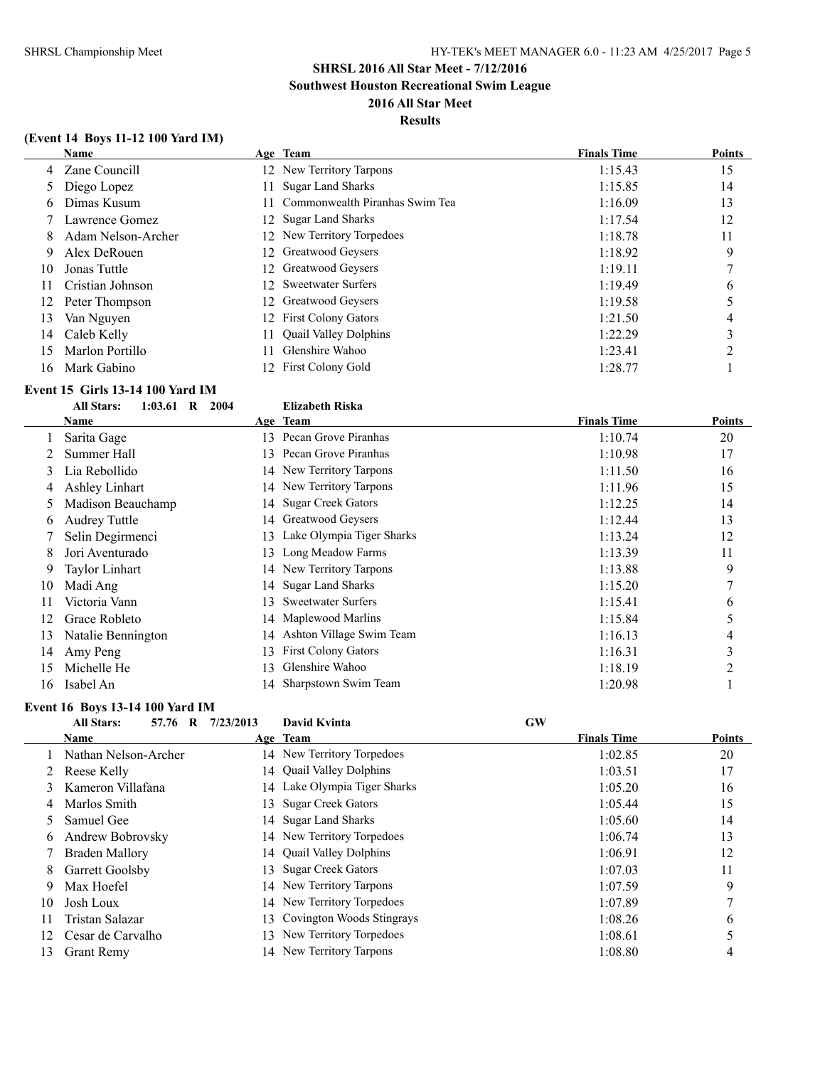**SHRSL 2016 All Star Meet - 7/12/2016**
**Southwest Houston Recreational Swim League**
**2016 All Star Meet**
**Results**

### (Event 14 Boys 11-12 100 Yard IM)

| | Name | Age | Team | Finals Time | Points |
|---|---|---|---|---|---|
| 4 | Zane Councill | 12 | New Territory Tarpons | 1:15.43 | 15 |
| 5 | Diego Lopez | 11 | Sugar Land Sharks | 1:15.85 | 14 |
| 6 | Dimas Kusum | 11 | Commonwealth Piranhas Swim Tea | 1:16.09 | 13 |
| 7 | Lawrence Gomez | 12 | Sugar Land Sharks | 1:17.54 | 12 |
| 8 | Adam Nelson-Archer | 12 | New Territory Torpedoes | 1:18.78 | 11 |
| 9 | Alex DeRouen | 12 | Greatwood Geysers | 1:18.92 | 9 |
| 10 | Jonas Tuttle | 12 | Greatwood Geysers | 1:19.11 | 7 |
| 11 | Cristian Johnson | 12 | Sweetwater Surfers | 1:19.49 | 6 |
| 12 | Peter Thompson | 12 | Greatwood Geysers | 1:19.58 | 5 |
| 13 | Van Nguyen | 12 | First Colony Gators | 1:21.50 | 4 |
| 14 | Caleb Kelly | 11 | Quail Valley Dolphins | 1:22.29 | 3 |
| 15 | Marlon Portillo | 11 | Glenshire Wahoo | 1:23.41 | 2 |
| 16 | Mark Gabino | 12 | First Colony Gold | 1:28.77 | 1 |

### Event 15 Girls 13-14 100 Yard IM

All Stars: 1:03.61 R 2004 Elizabeth Riska

| | Name | Age | Team | Finals Time | Points |
|---|---|---|---|---|---|
| 1 | Sarita Gage | 13 | Pecan Grove Piranhas | 1:10.74 | 20 |
| 2 | Summer Hall | 13 | Pecan Grove Piranhas | 1:10.98 | 17 |
| 3 | Lia Rebollido | 14 | New Territory Tarpons | 1:11.50 | 16 |
| 4 | Ashley Linhart | 14 | New Territory Tarpons | 1:11.96 | 15 |
| 5 | Madison Beauchamp | 14 | Sugar Creek Gators | 1:12.25 | 14 |
| 6 | Audrey Tuttle | 14 | Greatwood Geysers | 1:12.44 | 13 |
| 7 | Selin Degirmenci | 13 | Lake Olympia Tiger Sharks | 1:13.24 | 12 |
| 8 | Jori Aventurado | 13 | Long Meadow Farms | 1:13.39 | 11 |
| 9 | Taylor Linhart | 14 | New Territory Tarpons | 1:13.88 | 9 |
| 10 | Madi Ang | 14 | Sugar Land Sharks | 1:15.20 | 7 |
| 11 | Victoria Vann | 13 | Sweetwater Surfers | 1:15.41 | 6 |
| 12 | Grace Robleto | 14 | Maplewood Marlins | 1:15.84 | 5 |
| 13 | Natalie Bennington | 14 | Ashton Village Swim Team | 1:16.13 | 4 |
| 14 | Amy Peng | 13 | First Colony Gators | 1:16.31 | 3 |
| 15 | Michelle He | 13 | Glenshire Wahoo | 1:18.19 | 2 |
| 16 | Isabel An | 14 | Sharpstown Swim Team | 1:20.98 | 1 |

### Event 16 Boys 13-14 100 Yard IM

All Stars: 57.76 R 7/23/2013 David Kvinta GW

| | Name | Age | Team | Finals Time | Points |
|---|---|---|---|---|---|
| 1 | Nathan Nelson-Archer | 14 | New Territory Torpedoes | 1:02.85 | 20 |
| 2 | Reese Kelly | 14 | Quail Valley Dolphins | 1:03.51 | 17 |
| 3 | Kameron Villafana | 14 | Lake Olympia Tiger Sharks | 1:05.20 | 16 |
| 4 | Marlos Smith | 13 | Sugar Creek Gators | 1:05.44 | 15 |
| 5 | Samuel Gee | 14 | Sugar Land Sharks | 1:05.60 | 14 |
| 6 | Andrew Bobrovsky | 14 | New Territory Torpedoes | 1:06.74 | 13 |
| 7 | Braden Mallory | 14 | Quail Valley Dolphins | 1:06.91 | 12 |
| 8 | Garrett Goolsby | 13 | Sugar Creek Gators | 1:07.03 | 11 |
| 9 | Max Hoefel | 14 | New Territory Tarpons | 1:07.59 | 9 |
| 10 | Josh Loux | 14 | New Territory Torpedoes | 1:07.89 | 7 |
| 11 | Tristan Salazar | 13 | Covington Woods Stingrays | 1:08.26 | 6 |
| 12 | Cesar de Carvalho | 13 | New Territory Torpedoes | 1:08.61 | 5 |
| 13 | Grant Remy | 14 | New Territory Tarpons | 1:08.80 | 4 |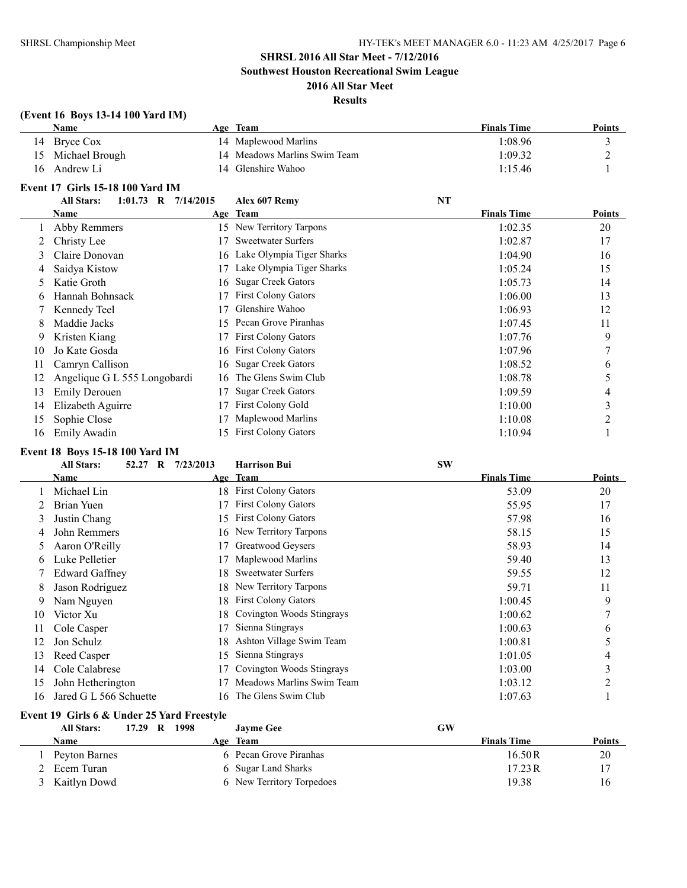## SHRSL 2016 All Star Meet - 7/12/2016

**Southwest Houston Recreational Swim League**

**2016 All Star Meet**

**Results**

### (Event 16 Boys 13-14 100 Yard IM)

| | Name | Age | Team | Finals Time | Points |
|---|---|---|---|---|---|
| 14 | Bryce Cox | 14 | Maplewood Marlins | 1:08.96 | 3 |
| 15 | Michael Brough | 14 | Meadows Marlins Swim Team | 1:09.32 | 2 |
| 16 | Andrew Li | 14 | Glenshire Wahoo | 1:15.46 | 1 |

### Event 17 Girls 15-18 100 Yard IM

**All Stars:** 1:01.73 R 7/14/2015 Alex 607 Remy NT

| | Name | Age | Team | Finals Time | Points |
|---|---|---|---|---|---|
| 1 | Abby Remmers | 15 | New Territory Tarpons | 1:02.35 | 20 |
| 2 | Christy Lee | 17 | Sweetwater Surfers | 1:02.87 | 17 |
| 3 | Claire Donovan | 16 | Lake Olympia Tiger Sharks | 1:04.90 | 16 |
| 4 | Saidya Kistow | 17 | Lake Olympia Tiger Sharks | 1:05.24 | 15 |
| 5 | Katie Groth | 16 | Sugar Creek Gators | 1:05.73 | 14 |
| 6 | Hannah Bohnsack | 17 | First Colony Gators | 1:06.00 | 13 |
| 7 | Kennedy Teel | 17 | Glenshire Wahoo | 1:06.93 | 12 |
| 8 | Maddie Jacks | 15 | Pecan Grove Piranhas | 1:07.45 | 11 |
| 9 | Kristen Kiang | 17 | First Colony Gators | 1:07.76 | 9 |
| 10 | Jo Kate Gosda | 16 | First Colony Gators | 1:07.96 | 7 |
| 11 | Camryn Callison | 16 | Sugar Creek Gators | 1:08.52 | 6 |
| 12 | Angelique G L 555 Longobardi | 16 | The Glens Swim Club | 1:08.78 | 5 |
| 13 | Emily Derouen | 17 | Sugar Creek Gators | 1:09.59 | 4 |
| 14 | Elizabeth Aguirre | 17 | First Colony Gold | 1:10.00 | 3 |
| 15 | Sophie Close | 17 | Maplewood Marlins | 1:10.08 | 2 |
| 16 | Emily Awadin | 15 | First Colony Gators | 1:10.94 | 1 |

### Event 18 Boys 15-18 100 Yard IM

**All Stars:** 52.27 R 7/23/2013 Harrison Bui SW

| | Name | Age | Team | Finals Time | Points |
|---|---|---|---|---|---|
| 1 | Michael Lin | 18 | First Colony Gators | 53.09 | 20 |
| 2 | Brian Yuen | 17 | First Colony Gators | 55.95 | 17 |
| 3 | Justin Chang | 15 | First Colony Gators | 57.98 | 16 |
| 4 | John Remmers | 16 | New Territory Tarpons | 58.15 | 15 |
| 5 | Aaron O'Reilly | 17 | Greatwood Geysers | 58.93 | 14 |
| 6 | Luke Pelletier | 17 | Maplewood Marlins | 59.40 | 13 |
| 7 | Edward Gaffney | 18 | Sweetwater Surfers | 59.55 | 12 |
| 8 | Jason Rodriguez | 18 | New Territory Tarpons | 59.71 | 11 |
| 9 | Nam Nguyen | 18 | First Colony Gators | 1:00.45 | 9 |
| 10 | Victor Xu | 18 | Covington Woods Stingrays | 1:00.62 | 7 |
| 11 | Cole Casper | 17 | Sienna Stingrays | 1:00.63 | 6 |
| 12 | Jon Schulz | 18 | Ashton Village Swim Team | 1:00.81 | 5 |
| 13 | Reed Casper | 15 | Sienna Stingrays | 1:01.05 | 4 |
| 14 | Cole Calabrese | 17 | Covington Woods Stingrays | 1:03.00 | 3 |
| 15 | John Hetherington | 17 | Meadows Marlins Swim Team | 1:03.12 | 2 |
| 16 | Jared G L 566 Schuette | 16 | The Glens Swim Club | 1:07.63 | 1 |

### Event 19 Girls 6 & Under 25 Yard Freestyle

**All Stars:** 17.29 R 1998 Jayme Gee GW

| | Name | Age | Team | Finals Time | Points |
|---|---|---|---|---|---|
| 1 | Peyton Barnes | 6 | Pecan Grove Piranhas | 16.50R | 20 |
| 2 | Ecem Turan | 6 | Sugar Land Sharks | 17.23R | 17 |
| 3 | Kaitlyn Dowd | 6 | New Territory Torpedoes | 19.38 | 16 |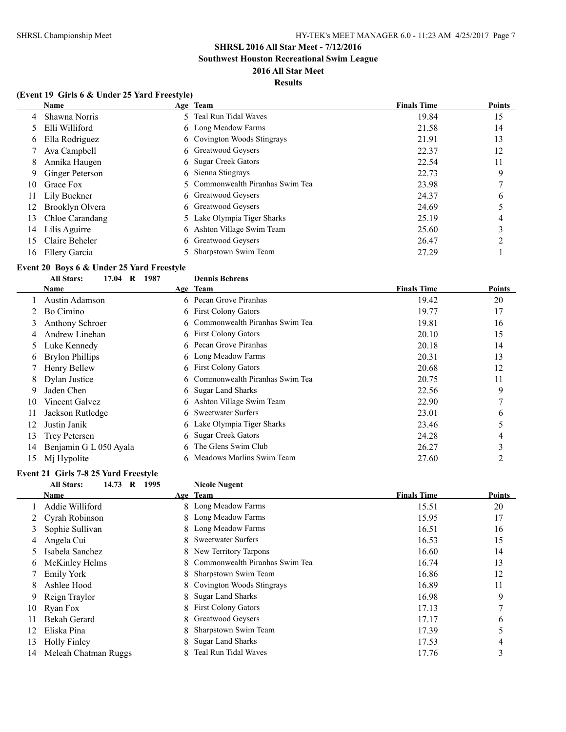# SHRSL 2016 All Star Meet - 7/12/2016

## Southwest Houston Recreational Swim League

## 2016 All Star Meet

## Results

### (Event 19 Girls 6 & Under 25 Yard Freestyle)

| | Name | Age | Team | Finals Time | Points |
|---|---|---|---|---|---|
| 4 | Shawna Norris | 5 | Teal Run Tidal Waves | 19.84 | 15 |
| 5 | Elli Williford | 6 | Long Meadow Farms | 21.58 | 14 |
| 6 | Ella Rodriguez | 6 | Covington Woods Stingrays | 21.91 | 13 |
| 7 | Ava Campbell | 6 | Greatwood Geysers | 22.37 | 12 |
| 8 | Annika Haugen | 6 | Sugar Creek Gators | 22.54 | 11 |
| 9 | Ginger Peterson | 6 | Sienna Stingrays | 22.73 | 9 |
| 10 | Grace Fox | 5 | Commonwealth Piranhas Swim Tea | 23.98 | 7 |
| 11 | Lily Buckner | 6 | Greatwood Geysers | 24.37 | 6 |
| 12 | Brooklyn Olvera | 6 | Greatwood Geysers | 24.69 | 5 |
| 13 | Chloe Carandang | 5 | Lake Olympia Tiger Sharks | 25.19 | 4 |
| 14 | Lilis Aguirre | 6 | Ashton Village Swim Team | 25.60 | 3 |
| 15 | Claire Beheler | 6 | Greatwood Geysers | 26.47 | 2 |
| 16 | Ellery Garcia | 5 | Sharpstown Swim Team | 27.29 | 1 |

### Event 20 Boys 6 & Under 25 Yard Freestyle

All Stars: 17.04 R 1987 Dennis Behrens

| | Name | Age | Team | Finals Time | Points |
|---|---|---|---|---|---|
| 1 | Austin Adamson | 6 | Pecan Grove Piranhas | 19.42 | 20 |
| 2 | Bo Cimino | 6 | First Colony Gators | 19.77 | 17 |
| 3 | Anthony Schroer | 6 | Commonwealth Piranhas Swim Tea | 19.81 | 16 |
| 4 | Andrew Linehan | 6 | First Colony Gators | 20.10 | 15 |
| 5 | Luke Kennedy | 6 | Pecan Grove Piranhas | 20.18 | 14 |
| 6 | Brylon Phillips | 6 | Long Meadow Farms | 20.31 | 13 |
| 7 | Henry Bellew | 6 | First Colony Gators | 20.68 | 12 |
| 8 | Dylan Justice | 6 | Commonwealth Piranhas Swim Tea | 20.75 | 11 |
| 9 | Jaden Chen | 6 | Sugar Land Sharks | 22.56 | 9 |
| 10 | Vincent Galvez | 6 | Ashton Village Swim Team | 22.90 | 7 |
| 11 | Jackson Rutledge | 6 | Sweetwater Surfers | 23.01 | 6 |
| 12 | Justin Janik | 6 | Lake Olympia Tiger Sharks | 23.46 | 5 |
| 13 | Trey Petersen | 6 | Sugar Creek Gators | 24.28 | 4 |
| 14 | Benjamin G L 050 Ayala | 6 | The Glens Swim Club | 26.27 | 3 |
| 15 | Mj Hypolite | 6 | Meadows Marlins Swim Team | 27.60 | 2 |

### Event 21 Girls 7-8 25 Yard Freestyle

All Stars: 14.73 R 1995 Nicole Nugent

| | Name | Age | Team | Finals Time | Points |
|---|---|---|---|---|---|
| 1 | Addie Williford | 8 | Long Meadow Farms | 15.51 | 20 |
| 2 | Cyrah Robinson | 8 | Long Meadow Farms | 15.95 | 17 |
| 3 | Sophie Sullivan | 8 | Long Meadow Farms | 16.51 | 16 |
| 4 | Angela Cui | 8 | Sweetwater Surfers | 16.53 | 15 |
| 5 | Isabela Sanchez | 8 | New Territory Tarpons | 16.60 | 14 |
| 6 | McKinley Helms | 8 | Commonwealth Piranhas Swim Tea | 16.74 | 13 |
| 7 | Emily York | 8 | Sharpstown Swim Team | 16.86 | 12 |
| 8 | Ashlee Hood | 8 | Covington Woods Stingrays | 16.89 | 11 |
| 9 | Reign Traylor | 8 | Sugar Land Sharks | 16.98 | 9 |
| 10 | Ryan Fox | 8 | First Colony Gators | 17.13 | 7 |
| 11 | Bekah Gerard | 8 | Greatwood Geysers | 17.17 | 6 |
| 12 | Eliska Pina | 8 | Sharpstown Swim Team | 17.39 | 5 |
| 13 | Holly Finley | 8 | Sugar Land Sharks | 17.53 | 4 |
| 14 | Meleah Chatman Ruggs | 8 | Teal Run Tidal Waves | 17.76 | 3 |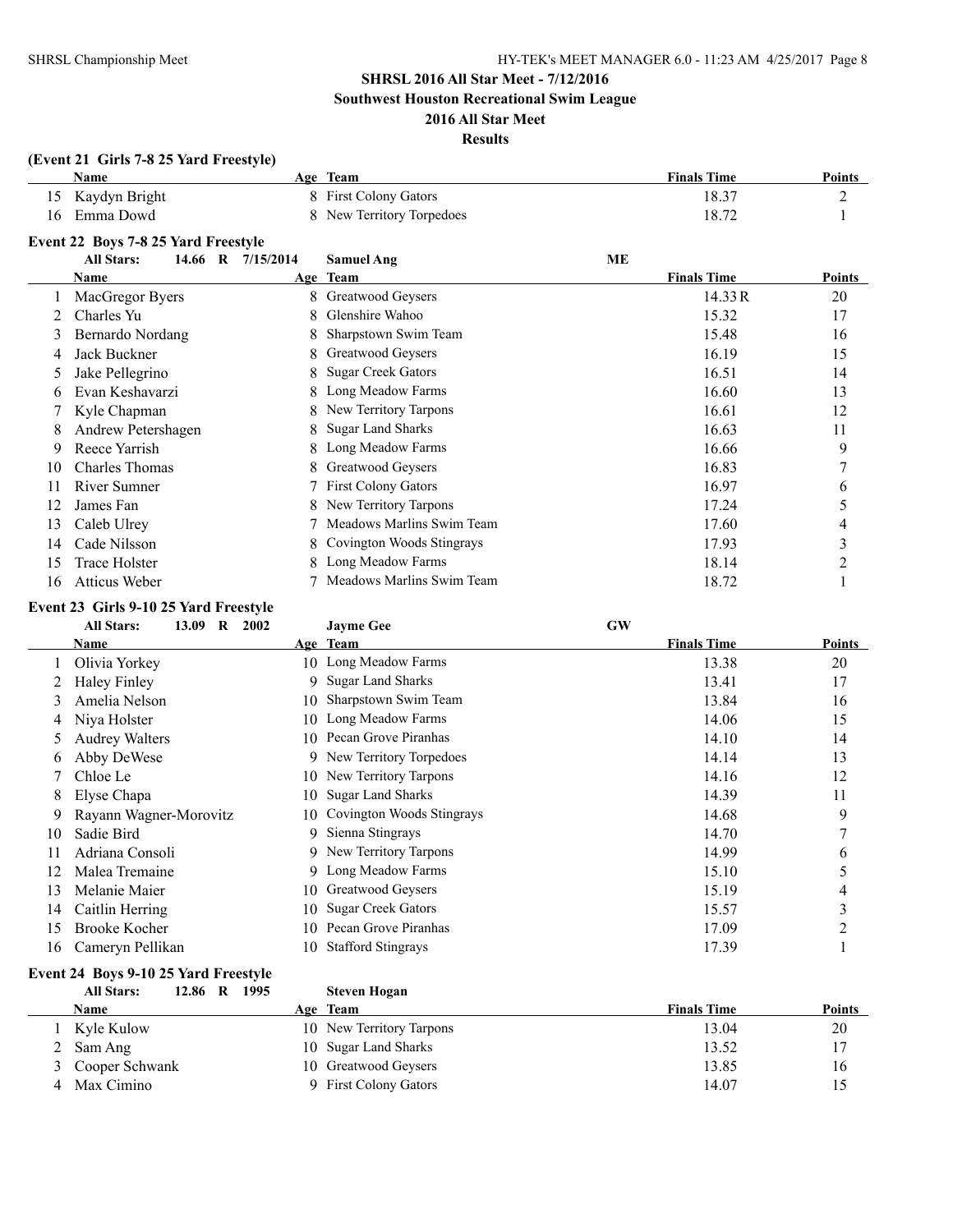**SHRSL 2016 All Star Meet - 7/12/2016**
**Southwest Houston Recreational Swim League**
**2016 All Star Meet**
**Results**

### (Event 21 Girls 7-8 25 Yard Freestyle)

| | Name | Age | Team | Finals Time | Points |
|---|---|---|---|---|---|
| 15 | Kaydyn Bright | 8 | First Colony Gators | 18.37 | 2 |
| 16 | Emma Dowd | 8 | New Territory Torpedoes | 18.72 | 1 |

### Event 22 Boys 7-8 25 Yard Freestyle

All Stars: 14.66 R 7/15/2014 Samuel Ang ME

| | Name | Age | Team | Finals Time | Points |
|---|---|---|---|---|---|
| 1 | MacGregor Byers | 8 | Greatwood Geysers | 14.33 R | 20 |
| 2 | Charles Yu | 8 | Glenshire Wahoo | 15.32 | 17 |
| 3 | Bernardo Nordang | 8 | Sharpstown Swim Team | 15.48 | 16 |
| 4 | Jack Buckner | 8 | Greatwood Geysers | 16.19 | 15 |
| 5 | Jake Pellegrino | 8 | Sugar Creek Gators | 16.51 | 14 |
| 6 | Evan Keshavarzi | 8 | Long Meadow Farms | 16.60 | 13 |
| 7 | Kyle Chapman | 8 | New Territory Tarpons | 16.61 | 12 |
| 8 | Andrew Petershagen | 8 | Sugar Land Sharks | 16.63 | 11 |
| 9 | Reece Yarrish | 8 | Long Meadow Farms | 16.66 | 9 |
| 10 | Charles Thomas | 8 | Greatwood Geysers | 16.83 | 7 |
| 11 | River Sumner | 7 | First Colony Gators | 16.97 | 6 |
| 12 | James Fan | 8 | New Territory Tarpons | 17.24 | 5 |
| 13 | Caleb Ulrey | 7 | Meadows Marlins Swim Team | 17.60 | 4 |
| 14 | Cade Nilsson | 8 | Covington Woods Stingrays | 17.93 | 3 |
| 15 | Trace Holster | 8 | Long Meadow Farms | 18.14 | 2 |
| 16 | Atticus Weber | 7 | Meadows Marlins Swim Team | 18.72 | 1 |

### Event 23 Girls 9-10 25 Yard Freestyle

All Stars: 13.09 R 2002 Jayme Gee GW

| | Name | Age | Team | Finals Time | Points |
|---|---|---|---|---|---|
| 1 | Olivia Yorkey | 10 | Long Meadow Farms | 13.38 | 20 |
| 2 | Haley Finley | 9 | Sugar Land Sharks | 13.41 | 17 |
| 3 | Amelia Nelson | 10 | Sharpstown Swim Team | 13.84 | 16 |
| 4 | Niya Holster | 10 | Long Meadow Farms | 14.06 | 15 |
| 5 | Audrey Walters | 10 | Pecan Grove Piranhas | 14.10 | 14 |
| 6 | Abby DeWese | 9 | New Territory Torpedoes | 14.14 | 13 |
| 7 | Chloe Le | 10 | New Territory Tarpons | 14.16 | 12 |
| 8 | Elyse Chapa | 10 | Sugar Land Sharks | 14.39 | 11 |
| 9 | Rayann Wagner-Morovitz | 10 | Covington Woods Stingrays | 14.68 | 9 |
| 10 | Sadie Bird | 9 | Sienna Stingrays | 14.70 | 7 |
| 11 | Adriana Consoli | 9 | New Territory Tarpons | 14.99 | 6 |
| 12 | Malea Tremaine | 9 | Long Meadow Farms | 15.10 | 5 |
| 13 | Melanie Maier | 10 | Greatwood Geysers | 15.19 | 4 |
| 14 | Caitlin Herring | 10 | Sugar Creek Gators | 15.57 | 3 |
| 15 | Brooke Kocher | 10 | Pecan Grove Piranhas | 17.09 | 2 |
| 16 | Cameryn Pellikan | 10 | Stafford Stingrays | 17.39 | 1 |

### Event 24 Boys 9-10 25 Yard Freestyle

All Stars: 12.86 R 1995 Steven Hogan

| | Name | Age | Team | Finals Time | Points |
|---|---|---|---|---|---|
| 1 | Kyle Kulow | 10 | New Territory Tarpons | 13.04 | 20 |
| 2 | Sam Ang | 10 | Sugar Land Sharks | 13.52 | 17 |
| 3 | Cooper Schwank | 10 | Greatwood Geysers | 13.85 | 16 |
| 4 | Max Cimino | 9 | First Colony Gators | 14.07 | 15 |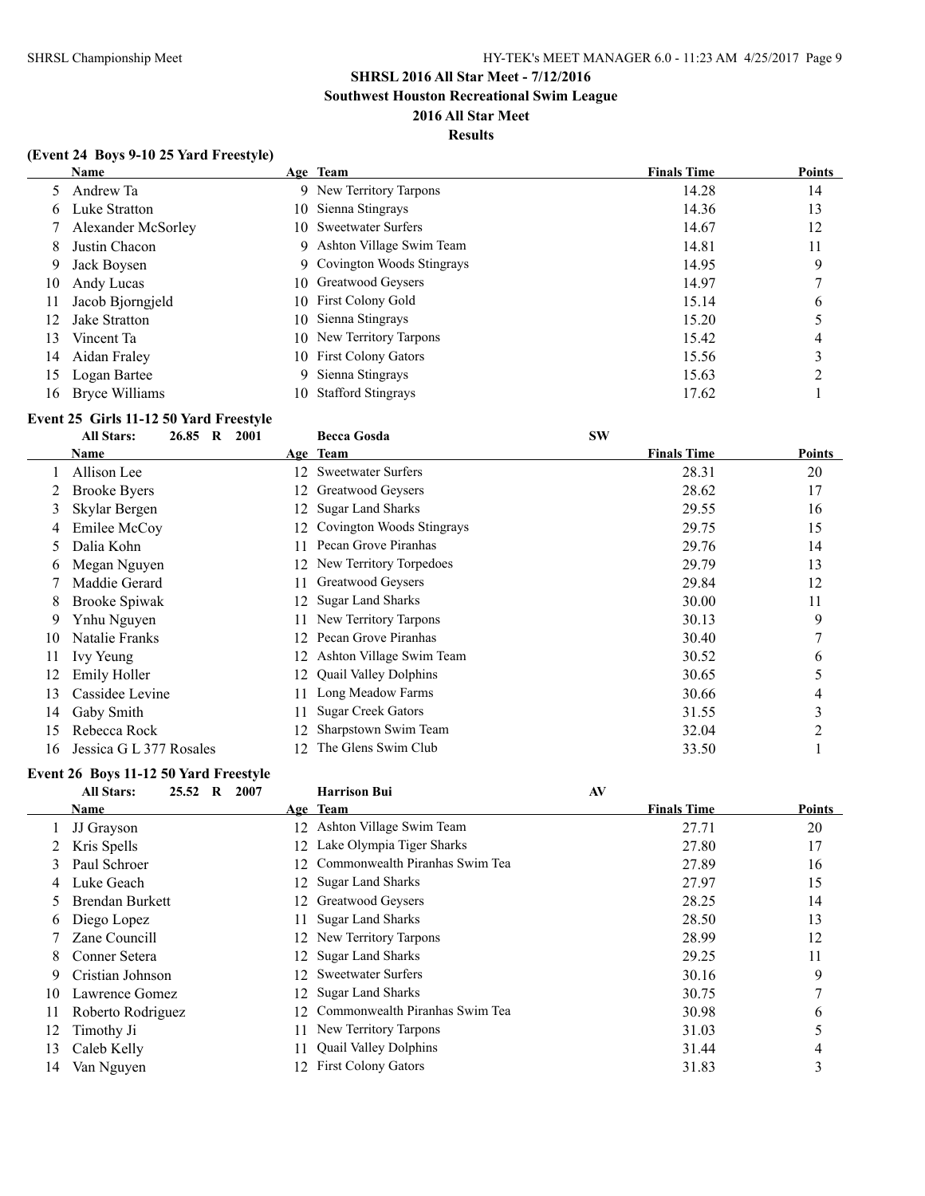# SHRSL 2016 All Star Meet - 7/12/2016

## Southwest Houston Recreational Swim League

## 2016 All Star Meet

## Results

### (Event 24 Boys 9-10 25 Yard Freestyle)

| | Name | Age | Team | Finals Time | Points |
|---|---|---|---|---|---|
| 5 | Andrew Ta | 9 | New Territory Tarpons | 14.28 | 14 |
| 6 | Luke Stratton | 10 | Sienna Stingrays | 14.36 | 13 |
| 7 | Alexander McSorley | 10 | Sweetwater Surfers | 14.67 | 12 |
| 8 | Justin Chacon | 9 | Ashton Village Swim Team | 14.81 | 11 |
| 9 | Jack Boysen | 9 | Covington Woods Stingrays | 14.95 | 9 |
| 10 | Andy Lucas | 10 | Greatwood Geysers | 14.97 | 7 |
| 11 | Jacob Bjorngjeld | 10 | First Colony Gold | 15.14 | 6 |
| 12 | Jake Stratton | 10 | Sienna Stingrays | 15.20 | 5 |
| 13 | Vincent Ta | 10 | New Territory Tarpons | 15.42 | 4 |
| 14 | Aidan Fraley | 10 | First Colony Gators | 15.56 | 3 |
| 15 | Logan Bartee | 9 | Sienna Stingrays | 15.63 | 2 |
| 16 | Bryce Williams | 10 | Stafford Stingrays | 17.62 | 1 |

### Event 25 Girls 11-12 50 Yard Freestyle

All Stars: 26.85 R 2001 — Becca Gosda — SW

| | Name | Age | Team | Finals Time | Points |
|---|---|---|---|---|---|
| 1 | Allison Lee | 12 | Sweetwater Surfers | 28.31 | 20 |
| 2 | Brooke Byers | 12 | Greatwood Geysers | 28.62 | 17 |
| 3 | Skylar Bergen | 12 | Sugar Land Sharks | 29.55 | 16 |
| 4 | Emilee McCoy | 12 | Covington Woods Stingrays | 29.75 | 15 |
| 5 | Dalia Kohn | 11 | Pecan Grove Piranhas | 29.76 | 14 |
| 6 | Megan Nguyen | 12 | New Territory Torpedoes | 29.79 | 13 |
| 7 | Maddie Gerard | 11 | Greatwood Geysers | 29.84 | 12 |
| 8 | Brooke Spiwak | 12 | Sugar Land Sharks | 30.00 | 11 |
| 9 | Ynhu Nguyen | 11 | New Territory Tarpons | 30.13 | 9 |
| 10 | Natalie Franks | 12 | Pecan Grove Piranhas | 30.40 | 7 |
| 11 | Ivy Yeung | 12 | Ashton Village Swim Team | 30.52 | 6 |
| 12 | Emily Holler | 12 | Quail Valley Dolphins | 30.65 | 5 |
| 13 | Cassidee Levine | 11 | Long Meadow Farms | 30.66 | 4 |
| 14 | Gaby Smith | 11 | Sugar Creek Gators | 31.55 | 3 |
| 15 | Rebecca Rock | 12 | Sharpstown Swim Team | 32.04 | 2 |
| 16 | Jessica G L 377 Rosales | 12 | The Glens Swim Club | 33.50 | 1 |

### Event 26 Boys 11-12 50 Yard Freestyle

All Stars: 25.52 R 2007 — Harrison Bui — AV

| | Name | Age | Team | Finals Time | Points |
|---|---|---|---|---|---|
| 1 | JJ Grayson | 12 | Ashton Village Swim Team | 27.71 | 20 |
| 2 | Kris Spells | 12 | Lake Olympia Tiger Sharks | 27.80 | 17 |
| 3 | Paul Schroer | 12 | Commonwealth Piranhas Swim Tea | 27.89 | 16 |
| 4 | Luke Geach | 12 | Sugar Land Sharks | 27.97 | 15 |
| 5 | Brendan Burkett | 12 | Greatwood Geysers | 28.25 | 14 |
| 6 | Diego Lopez | 11 | Sugar Land Sharks | 28.50 | 13 |
| 7 | Zane Councill | 12 | New Territory Tarpons | 28.99 | 12 |
| 8 | Conner Setera | 12 | Sugar Land Sharks | 29.25 | 11 |
| 9 | Cristian Johnson | 12 | Sweetwater Surfers | 30.16 | 9 |
| 10 | Lawrence Gomez | 12 | Sugar Land Sharks | 30.75 | 7 |
| 11 | Roberto Rodriguez | 12 | Commonwealth Piranhas Swim Tea | 30.98 | 6 |
| 12 | Timothy Ji | 11 | New Territory Tarpons | 31.03 | 5 |
| 13 | Caleb Kelly | 11 | Quail Valley Dolphins | 31.44 | 4 |
| 14 | Van Nguyen | 12 | First Colony Gators | 31.83 | 3 |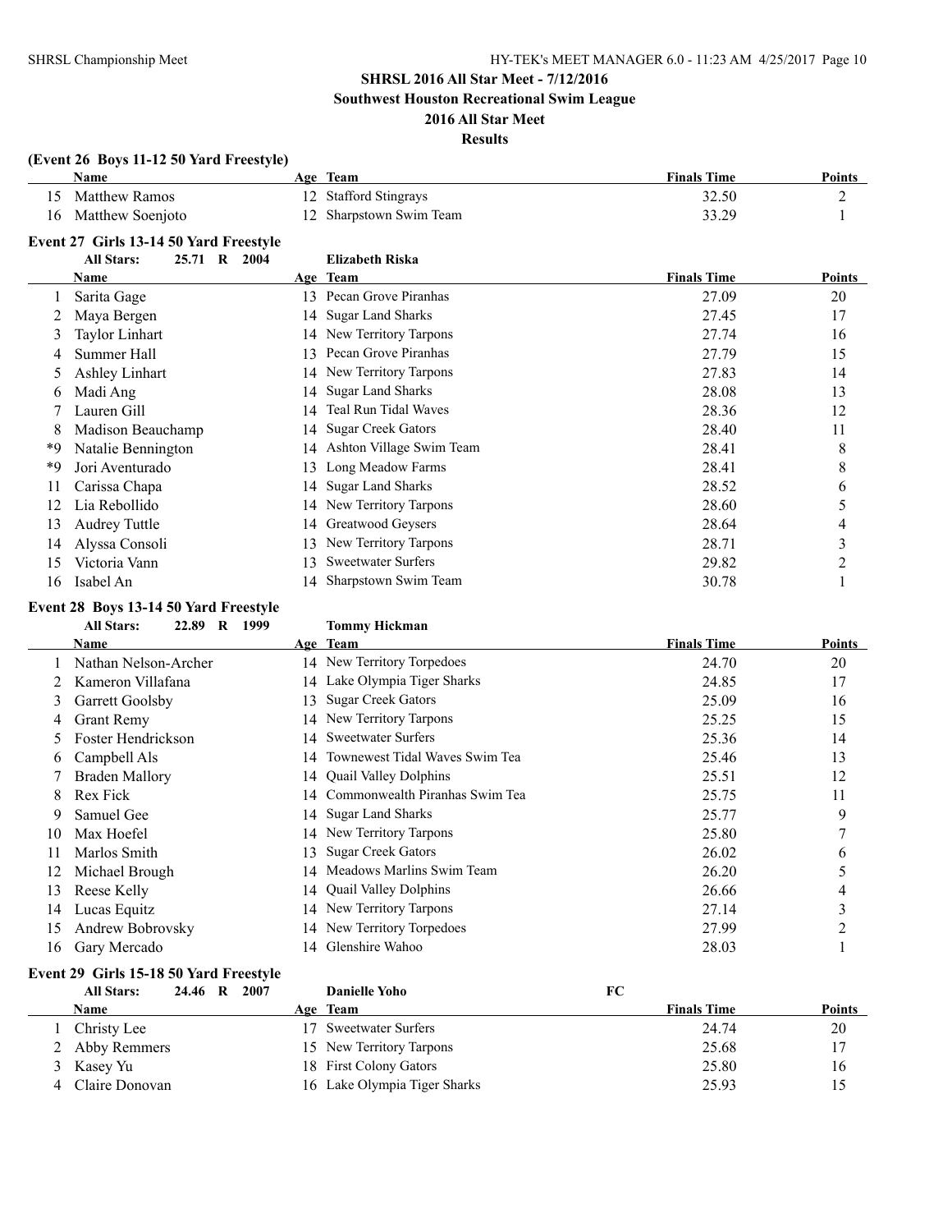**SHRSL 2016 All Star Meet - 7/12/2016**

**Southwest Houston Recreational Swim League**

**2016 All Star Meet**

**Results**

### (Event 26 Boys 11-12 50 Yard Freestyle)

| | Name | Age | Team | Finals Time | Points |
|---|---|---|---|---|---|
| 15 | Matthew Ramos | 12 | Stafford Stingrays | 32.50 | 2 |
| 16 | Matthew Soenjoto | 12 | Sharpstown Swim Team | 33.29 | 1 |

### Event 27 Girls 13-14 50 Yard Freestyle

**All Stars: 25.71 R 2004 Elizabeth Riska**

| | Name | Age | Team | Finals Time | Points |
|---|---|---|---|---|---|
| 1 | Sarita Gage | 13 | Pecan Grove Piranhas | 27.09 | 20 |
| 2 | Maya Bergen | 14 | Sugar Land Sharks | 27.45 | 17 |
| 3 | Taylor Linhart | 14 | New Territory Tarpons | 27.74 | 16 |
| 4 | Summer Hall | 13 | Pecan Grove Piranhas | 27.79 | 15 |
| 5 | Ashley Linhart | 14 | New Territory Tarpons | 27.83 | 14 |
| 6 | Madi Ang | 14 | Sugar Land Sharks | 28.08 | 13 |
| 7 | Lauren Gill | 14 | Teal Run Tidal Waves | 28.36 | 12 |
| 8 | Madison Beauchamp | 14 | Sugar Creek Gators | 28.40 | 11 |
| *9 | Natalie Bennington | 14 | Ashton Village Swim Team | 28.41 | 8 |
| *9 | Jori Aventurado | 13 | Long Meadow Farms | 28.41 | 8 |
| 11 | Carissa Chapa | 14 | Sugar Land Sharks | 28.52 | 6 |
| 12 | Lia Rebollido | 14 | New Territory Tarpons | 28.60 | 5 |
| 13 | Audrey Tuttle | 14 | Greatwood Geysers | 28.64 | 4 |
| 14 | Alyssa Consoli | 13 | New Territory Tarpons | 28.71 | 3 |
| 15 | Victoria Vann | 13 | Sweetwater Surfers | 29.82 | 2 |
| 16 | Isabel An | 14 | Sharpstown Swim Team | 30.78 | 1 |

### Event 28 Boys 13-14 50 Yard Freestyle

**All Stars: 22.89 R 1999 Tommy Hickman**

| | Name | Age | Team | Finals Time | Points |
|---|---|---|---|---|---|
| 1 | Nathan Nelson-Archer | 14 | New Territory Torpedoes | 24.70 | 20 |
| 2 | Kameron Villafana | 14 | Lake Olympia Tiger Sharks | 24.85 | 17 |
| 3 | Garrett Goolsby | 13 | Sugar Creek Gators | 25.09 | 16 |
| 4 | Grant Remy | 14 | New Territory Tarpons | 25.25 | 15 |
| 5 | Foster Hendrickson | 14 | Sweetwater Surfers | 25.36 | 14 |
| 6 | Campbell Als | 14 | Townewest Tidal Waves Swim Tea | 25.46 | 13 |
| 7 | Braden Mallory | 14 | Quail Valley Dolphins | 25.51 | 12 |
| 8 | Rex Fick | 14 | Commonwealth Piranhas Swim Tea | 25.75 | 11 |
| 9 | Samuel Gee | 14 | Sugar Land Sharks | 25.77 | 9 |
| 10 | Max Hoefel | 14 | New Territory Tarpons | 25.80 | 7 |
| 11 | Marlos Smith | 13 | Sugar Creek Gators | 26.02 | 6 |
| 12 | Michael Brough | 14 | Meadows Marlins Swim Team | 26.20 | 5 |
| 13 | Reese Kelly | 14 | Quail Valley Dolphins | 26.66 | 4 |
| 14 | Lucas Equitz | 14 | New Territory Tarpons | 27.14 | 3 |
| 15 | Andrew Bobrovsky | 14 | New Territory Torpedoes | 27.99 | 2 |
| 16 | Gary Mercado | 14 | Glenshire Wahoo | 28.03 | 1 |

### Event 29 Girls 15-18 50 Yard Freestyle

**All Stars: 24.46 R 2007 Danielle Yoho FC**

| | Name | Age | Team | Finals Time | Points |
|---|---|---|---|---|---|
| 1 | Christy Lee | 17 | Sweetwater Surfers | 24.74 | 20 |
| 2 | Abby Remmers | 15 | New Territory Tarpons | 25.68 | 17 |
| 3 | Kasey Yu | 18 | First Colony Gators | 25.80 | 16 |
| 4 | Claire Donovan | 16 | Lake Olympia Tiger Sharks | 25.93 | 15 |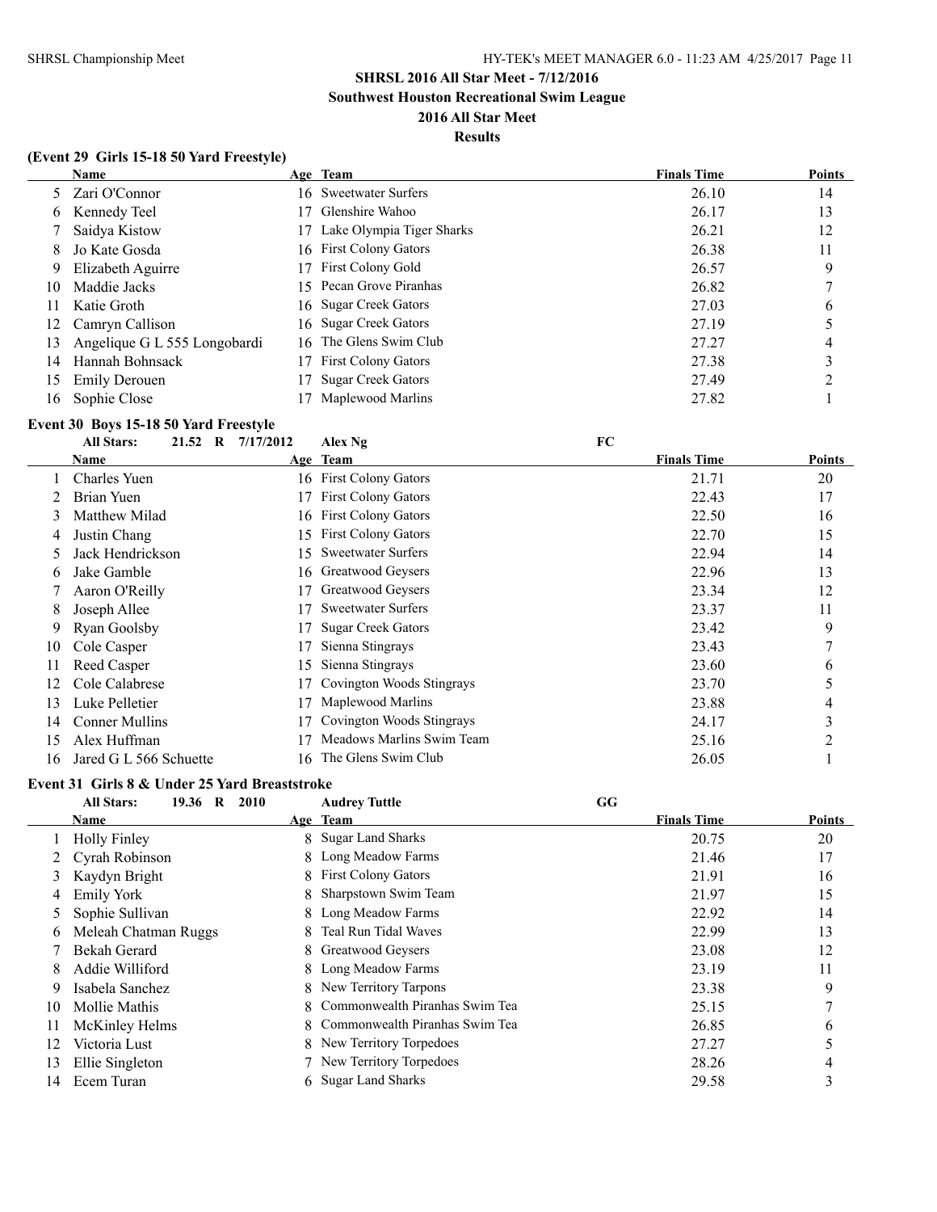## SHRSL 2016 All Star Meet - 7/12/2016

## Southwest Houston Recreational Swim League

## 2016 All Star Meet

## Results

### (Event 29 Girls 15-18 50 Yard Freestyle)

| | Name | Age | Team | Finals Time | Points |
|---|---|---|---|---|---|
| 5 | Zari O'Connor | 16 | Sweetwater Surfers | 26.10 | 14 |
| 6 | Kennedy Teel | 17 | Glenshire Wahoo | 26.17 | 13 |
| 7 | Saidya Kistow | 17 | Lake Olympia Tiger Sharks | 26.21 | 12 |
| 8 | Jo Kate Gosda | 16 | First Colony Gators | 26.38 | 11 |
| 9 | Elizabeth Aguirre | 17 | First Colony Gold | 26.57 | 9 |
| 10 | Maddie Jacks | 15 | Pecan Grove Piranhas | 26.82 | 7 |
| 11 | Katie Groth | 16 | Sugar Creek Gators | 27.03 | 6 |
| 12 | Camryn Callison | 16 | Sugar Creek Gators | 27.19 | 5 |
| 13 | Angelique G L 555 Longobardi | 16 | The Glens Swim Club | 27.27 | 4 |
| 14 | Hannah Bohnsack | 17 | First Colony Gators | 27.38 | 3 |
| 15 | Emily Derouen | 17 | Sugar Creek Gators | 27.49 | 2 |
| 16 | Sophie Close | 17 | Maplewood Marlins | 27.82 | 1 |

### Event 30 Boys 15-18 50 Yard Freestyle

All Stars: 21.52 R 7/17/2012 Alex Ng FC

| | Name | Age | Team | Finals Time | Points |
|---|---|---|---|---|---|
| 1 | Charles Yuen | 16 | First Colony Gators | 21.71 | 20 |
| 2 | Brian Yuen | 17 | First Colony Gators | 22.43 | 17 |
| 3 | Matthew Milad | 16 | First Colony Gators | 22.50 | 16 |
| 4 | Justin Chang | 15 | First Colony Gators | 22.70 | 15 |
| 5 | Jack Hendrickson | 15 | Sweetwater Surfers | 22.94 | 14 |
| 6 | Jake Gamble | 16 | Greatwood Geysers | 22.96 | 13 |
| 7 | Aaron O'Reilly | 17 | Greatwood Geysers | 23.34 | 12 |
| 8 | Joseph Allee | 17 | Sweetwater Surfers | 23.37 | 11 |
| 9 | Ryan Goolsby | 17 | Sugar Creek Gators | 23.42 | 9 |
| 10 | Cole Casper | 17 | Sienna Stingrays | 23.43 | 7 |
| 11 | Reed Casper | 15 | Sienna Stingrays | 23.60 | 6 |
| 12 | Cole Calabrese | 17 | Covington Woods Stingrays | 23.70 | 5 |
| 13 | Luke Pelletier | 17 | Maplewood Marlins | 23.88 | 4 |
| 14 | Conner Mullins | 17 | Covington Woods Stingrays | 24.17 | 3 |
| 15 | Alex Huffman | 17 | Meadows Marlins Swim Team | 25.16 | 2 |
| 16 | Jared G L 566 Schuette | 16 | The Glens Swim Club | 26.05 | 1 |

### Event 31 Girls 8 & Under 25 Yard Breaststroke

All Stars: 19.36 R 2010 Audrey Tuttle GG

| | Name | Age | Team | Finals Time | Points |
|---|---|---|---|---|---|
| 1 | Holly Finley | 8 | Sugar Land Sharks | 20.75 | 20 |
| 2 | Cyrah Robinson | 8 | Long Meadow Farms | 21.46 | 17 |
| 3 | Kaydyn Bright | 8 | First Colony Gators | 21.91 | 16 |
| 4 | Emily York | 8 | Sharpstown Swim Team | 21.97 | 15 |
| 5 | Sophie Sullivan | 8 | Long Meadow Farms | 22.92 | 14 |
| 6 | Meleah Chatman Ruggs | 8 | Teal Run Tidal Waves | 22.99 | 13 |
| 7 | Bekah Gerard | 8 | Greatwood Geysers | 23.08 | 12 |
| 8 | Addie Williford | 8 | Long Meadow Farms | 23.19 | 11 |
| 9 | Isabela Sanchez | 8 | New Territory Tarpons | 23.38 | 9 |
| 10 | Mollie Mathis | 8 | Commonwealth Piranhas Swim Tea | 25.15 | 7 |
| 11 | McKinley Helms | 8 | Commonwealth Piranhas Swim Tea | 26.85 | 6 |
| 12 | Victoria Lust | 8 | New Territory Torpedoes | 27.27 | 5 |
| 13 | Ellie Singleton | 7 | New Territory Torpedoes | 28.26 | 4 |
| 14 | Ecem Turan | 6 | Sugar Land Sharks | 29.58 | 3 |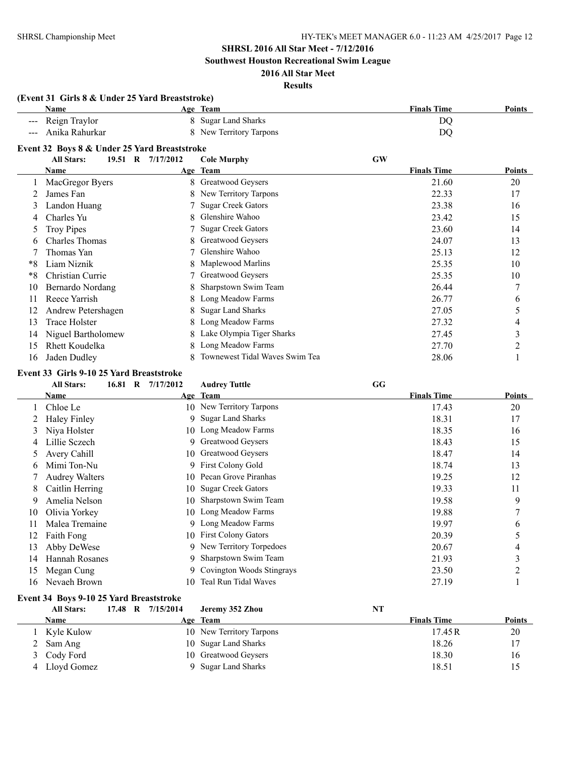**SHRSL 2016 All Star Meet - 7/12/2016**

**Southwest Houston Recreational Swim League**

**2016 All Star Meet**

**Results**

### (Event 31 Girls 8 & Under 25 Yard Breaststroke)

| | Name | Age | Team | Finals Time | Points |
|---|---|---|---|---|---|
| --- | Reign Traylor | 8 | Sugar Land Sharks | DQ | |
| --- | Anika Rahurkar | 8 | New Territory Tarpons | DQ | |

### Event 32 Boys 8 & Under 25 Yard Breaststroke

**All Stars: 19.51 R 7/17/2012 Cole Murphy GW**

| | Name | Age | Team | Finals Time | Points |
|---|---|---|---|---|---|
| 1 | MacGregor Byers | 8 | Greatwood Geysers | 21.60 | 20 |
| 2 | James Fan | 8 | New Territory Tarpons | 22.33 | 17 |
| 3 | Landon Huang | 7 | Sugar Creek Gators | 23.38 | 16 |
| 4 | Charles Yu | 8 | Glenshire Wahoo | 23.42 | 15 |
| 5 | Troy Pipes | 7 | Sugar Creek Gators | 23.60 | 14 |
| 6 | Charles Thomas | 8 | Greatwood Geysers | 24.07 | 13 |
| 7 | Thomas Yan | 7 | Glenshire Wahoo | 25.13 | 12 |
| *8 | Liam Niznik | 8 | Maplewood Marlins | 25.35 | 10 |
| *8 | Christian Currie | 7 | Greatwood Geysers | 25.35 | 10 |
| 10 | Bernardo Nordang | 8 | Sharpstown Swim Team | 26.44 | 7 |
| 11 | Reece Yarrish | 8 | Long Meadow Farms | 26.77 | 6 |
| 12 | Andrew Petershagen | 8 | Sugar Land Sharks | 27.05 | 5 |
| 13 | Trace Holster | 8 | Long Meadow Farms | 27.32 | 4 |
| 14 | Niguel Bartholomew | 8 | Lake Olympia Tiger Sharks | 27.45 | 3 |
| 15 | Rhett Koudelka | 8 | Long Meadow Farms | 27.70 | 2 |
| 16 | Jaden Dudley | 8 | Townewest Tidal Waves Swim Tea | 28.06 | 1 |

### Event 33 Girls 9-10 25 Yard Breaststroke

**All Stars: 16.81 R 7/17/2012 Audrey Tuttle GG**

| | Name | Age | Team | Finals Time | Points |
|---|---|---|---|---|---|
| 1 | Chloe Le | 10 | New Territory Tarpons | 17.43 | 20 |
| 2 | Haley Finley | 9 | Sugar Land Sharks | 18.31 | 17 |
| 3 | Niya Holster | 10 | Long Meadow Farms | 18.35 | 16 |
| 4 | Lillie Sczech | 9 | Greatwood Geysers | 18.43 | 15 |
| 5 | Avery Cahill | 10 | Greatwood Geysers | 18.47 | 14 |
| 6 | Mimi Ton-Nu | 9 | First Colony Gold | 18.74 | 13 |
| 7 | Audrey Walters | 10 | Pecan Grove Piranhas | 19.25 | 12 |
| 8 | Caitlin Herring | 10 | Sugar Creek Gators | 19.33 | 11 |
| 9 | Amelia Nelson | 10 | Sharpstown Swim Team | 19.58 | 9 |
| 10 | Olivia Yorkey | 10 | Long Meadow Farms | 19.88 | 7 |
| 11 | Malea Tremaine | 9 | Long Meadow Farms | 19.97 | 6 |
| 12 | Faith Fong | 10 | First Colony Gators | 20.39 | 5 |
| 13 | Abby DeWese | 9 | New Territory Torpedoes | 20.67 | 4 |
| 14 | Hannah Rosanes | 9 | Sharpstown Swim Team | 21.93 | 3 |
| 15 | Megan Cung | 9 | Covington Woods Stingrays | 23.50 | 2 |
| 16 | Nevaeh Brown | 10 | Teal Run Tidal Waves | 27.19 | 1 |

### Event 34 Boys 9-10 25 Yard Breaststroke

**All Stars: 17.48 R 7/15/2014 Jeremy 352 Zhou NT**

| | Name | Age | Team | Finals Time | Points |
|---|---|---|---|---|---|
| 1 | Kyle Kulow | 10 | New Territory Tarpons | 17.45R | 20 |
| 2 | Sam Ang | 10 | Sugar Land Sharks | 18.26 | 17 |
| 3 | Cody Ford | 10 | Greatwood Geysers | 18.30 | 16 |
| 4 | Lloyd Gomez | 9 | Sugar Land Sharks | 18.51 | 15 |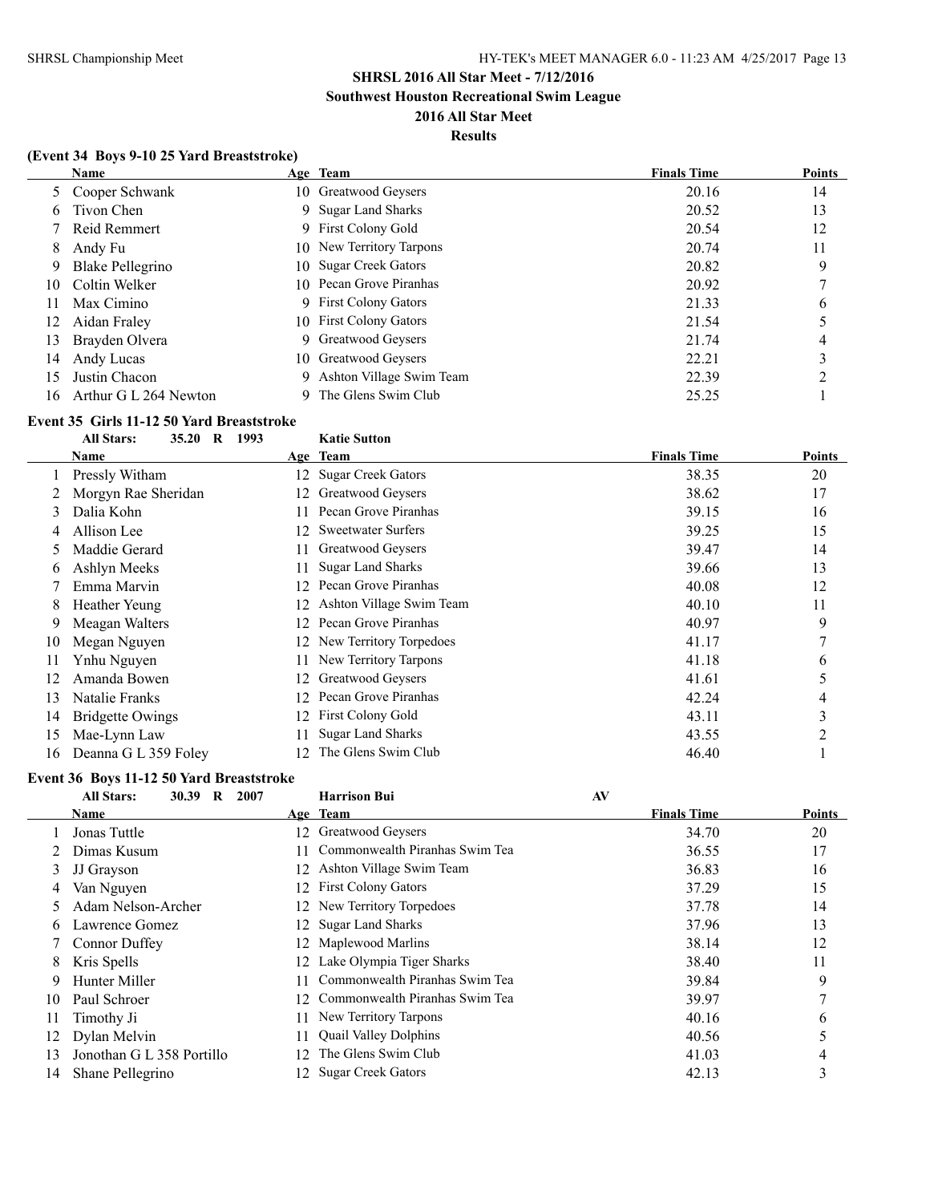## SHRSL 2016 All Star Meet - 7/12/2016

### Southwest Houston Recreational Swim League

### 2016 All Star Meet

### Results

#### (Event 34 Boys 9-10 25 Yard Breaststroke)

| | Name | Age | Team | Finals Time | Points |
|---|---|---|---|---|---|
| 5 | Cooper Schwank | 10 | Greatwood Geysers | 20.16 | 14 |
| 6 | Tivon Chen | 9 | Sugar Land Sharks | 20.52 | 13 |
| 7 | Reid Remmert | 9 | First Colony Gold | 20.54 | 12 |
| 8 | Andy Fu | 10 | New Territory Tarpons | 20.74 | 11 |
| 9 | Blake Pellegrino | 10 | Sugar Creek Gators | 20.82 | 9 |
| 10 | Coltin Welker | 10 | Pecan Grove Piranhas | 20.92 | 7 |
| 11 | Max Cimino | 9 | First Colony Gators | 21.33 | 6 |
| 12 | Aidan Fraley | 10 | First Colony Gators | 21.54 | 5 |
| 13 | Brayden Olvera | 9 | Greatwood Geysers | 21.74 | 4 |
| 14 | Andy Lucas | 10 | Greatwood Geysers | 22.21 | 3 |
| 15 | Justin Chacon | 9 | Ashton Village Swim Team | 22.39 | 2 |
| 16 | Arthur G L 264 Newton | 9 | The Glens Swim Club | 25.25 | 1 |

#### Event 35 Girls 11-12 50 Yard Breaststroke

All Stars: 35.20 R 1993 Katie Sutton

| | Name | Age | Team | Finals Time | Points |
|---|---|---|---|---|---|
| 1 | Pressly Witham | 12 | Sugar Creek Gators | 38.35 | 20 |
| 2 | Morgyn Rae Sheridan | 12 | Greatwood Geysers | 38.62 | 17 |
| 3 | Dalia Kohn | 11 | Pecan Grove Piranhas | 39.15 | 16 |
| 4 | Allison Lee | 12 | Sweetwater Surfers | 39.25 | 15 |
| 5 | Maddie Gerard | 11 | Greatwood Geysers | 39.47 | 14 |
| 6 | Ashlyn Meeks | 11 | Sugar Land Sharks | 39.66 | 13 |
| 7 | Emma Marvin | 12 | Pecan Grove Piranhas | 40.08 | 12 |
| 8 | Heather Yeung | 12 | Ashton Village Swim Team | 40.10 | 11 |
| 9 | Meagan Walters | 12 | Pecan Grove Piranhas | 40.97 | 9 |
| 10 | Megan Nguyen | 12 | New Territory Torpedoes | 41.17 | 7 |
| 11 | Ynhu Nguyen | 11 | New Territory Tarpons | 41.18 | 6 |
| 12 | Amanda Bowen | 12 | Greatwood Geysers | 41.61 | 5 |
| 13 | Natalie Franks | 12 | Pecan Grove Piranhas | 42.24 | 4 |
| 14 | Bridgette Owings | 12 | First Colony Gold | 43.11 | 3 |
| 15 | Mae-Lynn Law | 11 | Sugar Land Sharks | 43.55 | 2 |
| 16 | Deanna G L 359 Foley | 12 | The Glens Swim Club | 46.40 | 1 |

#### Event 36 Boys 11-12 50 Yard Breaststroke

All Stars: 30.39 R 2007 Harrison Bui AV

| | Name | Age | Team | Finals Time | Points |
|---|---|---|---|---|---|
| 1 | Jonas Tuttle | 12 | Greatwood Geysers | 34.70 | 20 |
| 2 | Dimas Kusum | 11 | Commonwealth Piranhas Swim Tea | 36.55 | 17 |
| 3 | JJ Grayson | 12 | Ashton Village Swim Team | 36.83 | 16 |
| 4 | Van Nguyen | 12 | First Colony Gators | 37.29 | 15 |
| 5 | Adam Nelson-Archer | 12 | New Territory Torpedoes | 37.78 | 14 |
| 6 | Lawrence Gomez | 12 | Sugar Land Sharks | 37.96 | 13 |
| 7 | Connor Duffey | 12 | Maplewood Marlins | 38.14 | 12 |
| 8 | Kris Spells | 12 | Lake Olympia Tiger Sharks | 38.40 | 11 |
| 9 | Hunter Miller | 11 | Commonwealth Piranhas Swim Tea | 39.84 | 9 |
| 10 | Paul Schroer | 12 | Commonwealth Piranhas Swim Tea | 39.97 | 7 |
| 11 | Timothy Ji | 11 | New Territory Tarpons | 40.16 | 6 |
| 12 | Dylan Melvin | 11 | Quail Valley Dolphins | 40.56 | 5 |
| 13 | Jonothan G L 358 Portillo | 12 | The Glens Swim Club | 41.03 | 4 |
| 14 | Shane Pellegrino | 12 | Sugar Creek Gators | 42.13 | 3 |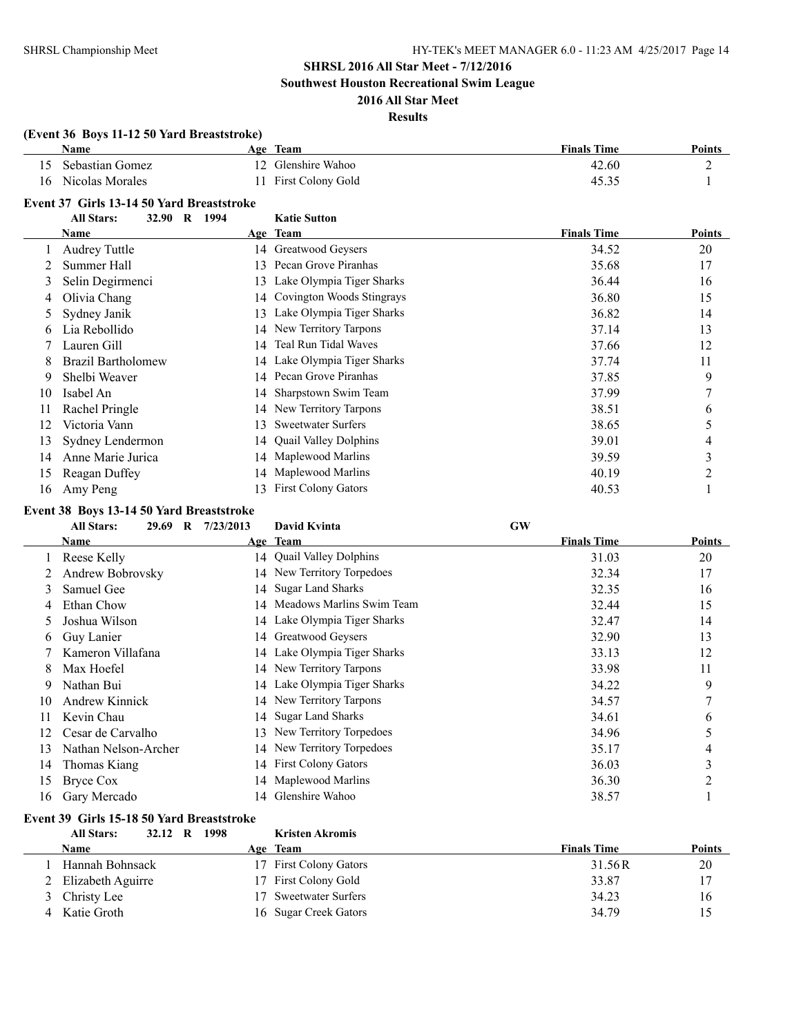# SHRSL 2016 All Star Meet - 7/12/2016

## Southwest Houston Recreational Swim League

## 2016 All Star Meet

## Results

### (Event 36 Boys 11-12 50 Yard Breaststroke)

| | Name | Age | Team | Finals Time | Points |
|---|---|---|---|---|---|
| 15 | Sebastian Gomez | 12 | Glenshire Wahoo | 42.60 | 2 |
| 16 | Nicolas Morales | 11 | First Colony Gold | 45.35 | 1 |

### Event 37 Girls 13-14 50 Yard Breaststroke

All Stars: 32.90 R 1994 Katie Sutton

| | Name | Age | Team | Finals Time | Points |
|---|---|---|---|---|---|
| 1 | Audrey Tuttle | 14 | Greatwood Geysers | 34.52 | 20 |
| 2 | Summer Hall | 13 | Pecan Grove Piranhas | 35.68 | 17 |
| 3 | Selin Degirmenci | 13 | Lake Olympia Tiger Sharks | 36.44 | 16 |
| 4 | Olivia Chang | 14 | Covington Woods Stingrays | 36.80 | 15 |
| 5 | Sydney Janik | 13 | Lake Olympia Tiger Sharks | 36.82 | 14 |
| 6 | Lia Rebollido | 14 | New Territory Tarpons | 37.14 | 13 |
| 7 | Lauren Gill | 14 | Teal Run Tidal Waves | 37.66 | 12 |
| 8 | Brazil Bartholomew | 14 | Lake Olympia Tiger Sharks | 37.74 | 11 |
| 9 | Shelbi Weaver | 14 | Pecan Grove Piranhas | 37.85 | 9 |
| 10 | Isabel An | 14 | Sharpstown Swim Team | 37.99 | 7 |
| 11 | Rachel Pringle | 14 | New Territory Tarpons | 38.51 | 6 |
| 12 | Victoria Vann | 13 | Sweetwater Surfers | 38.65 | 5 |
| 13 | Sydney Lendermon | 14 | Quail Valley Dolphins | 39.01 | 4 |
| 14 | Anne Marie Jurica | 14 | Maplewood Marlins | 39.59 | 3 |
| 15 | Reagan Duffey | 14 | Maplewood Marlins | 40.19 | 2 |
| 16 | Amy Peng | 13 | First Colony Gators | 40.53 | 1 |

### Event 38 Boys 13-14 50 Yard Breaststroke

All Stars: 29.69 R 7/23/2013 David Kvinta GW

| | Name | Age | Team | Finals Time | Points |
|---|---|---|---|---|---|
| 1 | Reese Kelly | 14 | Quail Valley Dolphins | 31.03 | 20 |
| 2 | Andrew Bobrovsky | 14 | New Territory Torpedoes | 32.34 | 17 |
| 3 | Samuel Gee | 14 | Sugar Land Sharks | 32.35 | 16 |
| 4 | Ethan Chow | 14 | Meadows Marlins Swim Team | 32.44 | 15 |
| 5 | Joshua Wilson | 14 | Lake Olympia Tiger Sharks | 32.47 | 14 |
| 6 | Guy Lanier | 14 | Greatwood Geysers | 32.90 | 13 |
| 7 | Kameron Villafana | 14 | Lake Olympia Tiger Sharks | 33.13 | 12 |
| 8 | Max Hoefel | 14 | New Territory Tarpons | 33.98 | 11 |
| 9 | Nathan Bui | 14 | Lake Olympia Tiger Sharks | 34.22 | 9 |
| 10 | Andrew Kinnick | 14 | New Territory Tarpons | 34.57 | 7 |
| 11 | Kevin Chau | 14 | Sugar Land Sharks | 34.61 | 6 |
| 12 | Cesar de Carvalho | 13 | New Territory Torpedoes | 34.96 | 5 |
| 13 | Nathan Nelson-Archer | 14 | New Territory Torpedoes | 35.17 | 4 |
| 14 | Thomas Kiang | 14 | First Colony Gators | 36.03 | 3 |
| 15 | Bryce Cox | 14 | Maplewood Marlins | 36.30 | 2 |
| 16 | Gary Mercado | 14 | Glenshire Wahoo | 38.57 | 1 |

### Event 39 Girls 15-18 50 Yard Breaststroke

All Stars: 32.12 R 1998 Kristen Akromis

| | Name | Age | Team | Finals Time | Points |
|---|---|---|---|---|---|
| 1 | Hannah Bohnsack | 17 | First Colony Gators | 31.56R | 20 |
| 2 | Elizabeth Aguirre | 17 | First Colony Gold | 33.87 | 17 |
| 3 | Christy Lee | 17 | Sweetwater Surfers | 34.23 | 16 |
| 4 | Katie Groth | 16 | Sugar Creek Gators | 34.79 | 15 |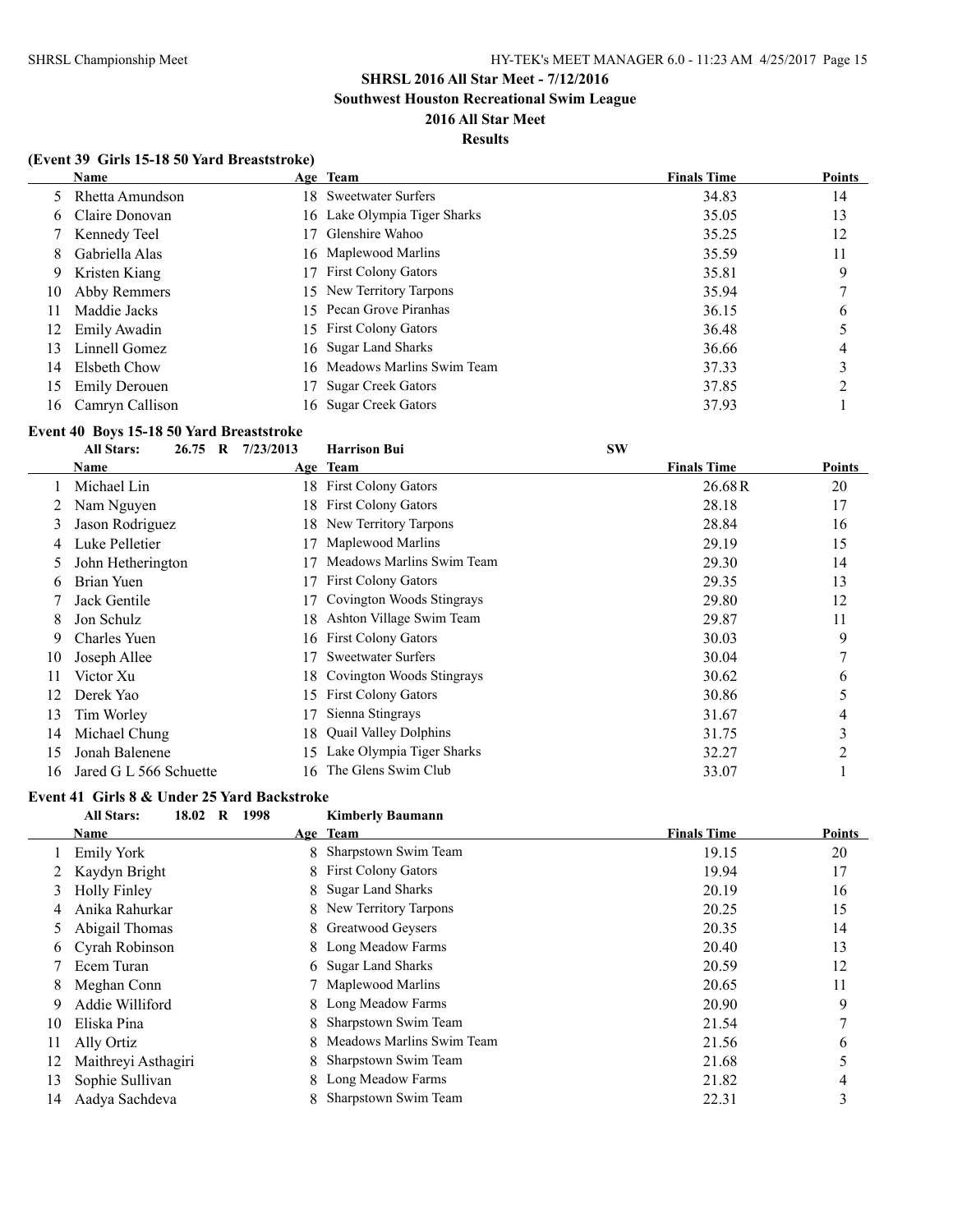## SHRSL 2016 All Star Meet - 7/12/2016
## Southwest Houston Recreational Swim League
## 2016 All Star Meet
## Results

### (Event 39 Girls 15-18 50 Yard Breaststroke)

| | Name | Age | Team | Finals Time | Points |
|---|---|---|---|---|---|
| 5 | Rhetta Amundson | 18 | Sweetwater Surfers | 34.83 | 14 |
| 6 | Claire Donovan | 16 | Lake Olympia Tiger Sharks | 35.05 | 13 |
| 7 | Kennedy Teel | 17 | Glenshire Wahoo | 35.25 | 12 |
| 8 | Gabriella Alas | 16 | Maplewood Marlins | 35.59 | 11 |
| 9 | Kristen Kiang | 17 | First Colony Gators | 35.81 | 9 |
| 10 | Abby Remmers | 15 | New Territory Tarpons | 35.94 | 7 |
| 11 | Maddie Jacks | 15 | Pecan Grove Piranhas | 36.15 | 6 |
| 12 | Emily Awadin | 15 | First Colony Gators | 36.48 | 5 |
| 13 | Linnell Gomez | 16 | Sugar Land Sharks | 36.66 | 4 |
| 14 | Elsbeth Chow | 16 | Meadows Marlins Swim Team | 37.33 | 3 |
| 15 | Emily Derouen | 17 | Sugar Creek Gators | 37.85 | 2 |
| 16 | Camryn Callison | 16 | Sugar Creek Gators | 37.93 | 1 |

### Event 40 Boys 15-18 50 Yard Breaststroke

**All Stars:** 26.75 R 7/23/2013 Harrison Bui SW

| | Name | Age | Team | Finals Time | Points |
|---|---|---|---|---|---|
| 1 | Michael Lin | 18 | First Colony Gators | 26.68R | 20 |
| 2 | Nam Nguyen | 18 | First Colony Gators | 28.18 | 17 |
| 3 | Jason Rodriguez | 18 | New Territory Tarpons | 28.84 | 16 |
| 4 | Luke Pelletier | 17 | Maplewood Marlins | 29.19 | 15 |
| 5 | John Hetherington | 17 | Meadows Marlins Swim Team | 29.30 | 14 |
| 6 | Brian Yuen | 17 | First Colony Gators | 29.35 | 13 |
| 7 | Jack Gentile | 17 | Covington Woods Stingrays | 29.80 | 12 |
| 8 | Jon Schulz | 18 | Ashton Village Swim Team | 29.87 | 11 |
| 9 | Charles Yuen | 16 | First Colony Gators | 30.03 | 9 |
| 10 | Joseph Allee | 17 | Sweetwater Surfers | 30.04 | 7 |
| 11 | Victor Xu | 18 | Covington Woods Stingrays | 30.62 | 6 |
| 12 | Derek Yao | 15 | First Colony Gators | 30.86 | 5 |
| 13 | Tim Worley | 17 | Sienna Stingrays | 31.67 | 4 |
| 14 | Michael Chung | 18 | Quail Valley Dolphins | 31.75 | 3 |
| 15 | Jonah Balenene | 15 | Lake Olympia Tiger Sharks | 32.27 | 2 |
| 16 | Jared G L 566 Schuette | 16 | The Glens Swim Club | 33.07 | 1 |

### Event 41 Girls 8 & Under 25 Yard Backstroke

**All Stars:** 18.02 R 1998 Kimberly Baumann

| | Name | Age | Team | Finals Time | Points |
|---|---|---|---|---|---|
| 1 | Emily York | 8 | Sharpstown Swim Team | 19.15 | 20 |
| 2 | Kaydyn Bright | 8 | First Colony Gators | 19.94 | 17 |
| 3 | Holly Finley | 8 | Sugar Land Sharks | 20.19 | 16 |
| 4 | Anika Rahurkar | 8 | New Territory Tarpons | 20.25 | 15 |
| 5 | Abigail Thomas | 8 | Greatwood Geysers | 20.35 | 14 |
| 6 | Cyrah Robinson | 8 | Long Meadow Farms | 20.40 | 13 |
| 7 | Ecem Turan | 6 | Sugar Land Sharks | 20.59 | 12 |
| 8 | Meghan Conn | 7 | Maplewood Marlins | 20.65 | 11 |
| 9 | Addie Williford | 8 | Long Meadow Farms | 20.90 | 9 |
| 10 | Eliska Pina | 8 | Sharpstown Swim Team | 21.54 | 7 |
| 11 | Ally Ortiz | 8 | Meadows Marlins Swim Team | 21.56 | 6 |
| 12 | Maithreyi Asthagiri | 8 | Sharpstown Swim Team | 21.68 | 5 |
| 13 | Sophie Sullivan | 8 | Long Meadow Farms | 21.82 | 4 |
| 14 | Aadya Sachdeva | 8 | Sharpstown Swim Team | 22.31 | 3 |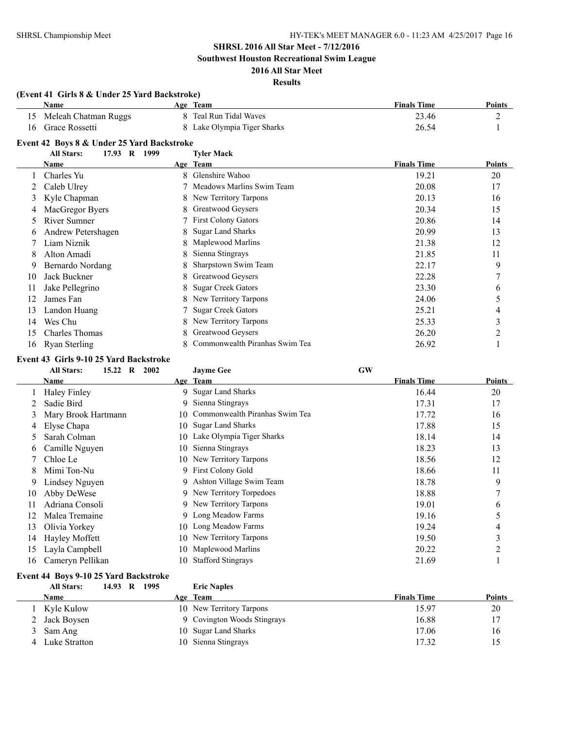## SHRSL 2016 All Star Meet - 7/12/2016

**Southwest Houston Recreational Swim League**

**2016 All Star Meet**

**Results**

### (Event 41 Girls 8 & Under 25 Yard Backstroke)

| | Name | Age | Team | Finals Time | Points |
|---|---|---|---|---|---|
| 15 | Meleah Chatman Ruggs | 8 | Teal Run Tidal Waves | 23.46 | 2 |
| 16 | Grace Rossetti | 8 | Lake Olympia Tiger Sharks | 26.54 | 1 |

### Event 42 Boys 8 & Under 25 Yard Backstroke

**All Stars: 17.93 R 1999 Tyler Mack**

| | Name | Age | Team | Finals Time | Points |
|---|---|---|---|---|---|
| 1 | Charles Yu | 8 | Glenshire Wahoo | 19.21 | 20 |
| 2 | Caleb Ulrey | 7 | Meadows Marlins Swim Team | 20.08 | 17 |
| 3 | Kyle Chapman | 8 | New Territory Tarpons | 20.13 | 16 |
| 4 | MacGregor Byers | 8 | Greatwood Geysers | 20.34 | 15 |
| 5 | River Sumner | 7 | First Colony Gators | 20.86 | 14 |
| 6 | Andrew Petershagen | 8 | Sugar Land Sharks | 20.99 | 13 |
| 7 | Liam Niznik | 8 | Maplewood Marlins | 21.38 | 12 |
| 8 | Alton Amadi | 8 | Sienna Stingrays | 21.85 | 11 |
| 9 | Bernardo Nordang | 8 | Sharpstown Swim Team | 22.17 | 9 |
| 10 | Jack Buckner | 8 | Greatwood Geysers | 22.28 | 7 |
| 11 | Jake Pellegrino | 8 | Sugar Creek Gators | 23.30 | 6 |
| 12 | James Fan | 8 | New Territory Tarpons | 24.06 | 5 |
| 13 | Landon Huang | 7 | Sugar Creek Gators | 25.21 | 4 |
| 14 | Wes Chu | 8 | New Territory Tarpons | 25.33 | 3 |
| 15 | Charles Thomas | 8 | Greatwood Geysers | 26.20 | 2 |
| 16 | Ryan Sterling | 8 | Commonwealth Piranhas Swim Tea | 26.92 | 1 |

### Event 43 Girls 9-10 25 Yard Backstroke

**All Stars: 15.22 R 2002 Jayme Gee GW**

| | Name | Age | Team | Finals Time | Points |
|---|---|---|---|---|---|
| 1 | Haley Finley | 9 | Sugar Land Sharks | 16.44 | 20 |
| 2 | Sadie Bird | 9 | Sienna Stingrays | 17.31 | 17 |
| 3 | Mary Brook Hartmann | 10 | Commonwealth Piranhas Swim Tea | 17.72 | 16 |
| 4 | Elyse Chapa | 10 | Sugar Land Sharks | 17.88 | 15 |
| 5 | Sarah Colman | 10 | Lake Olympia Tiger Sharks | 18.14 | 14 |
| 6 | Camille Nguyen | 10 | Sienna Stingrays | 18.23 | 13 |
| 7 | Chloe Le | 10 | New Territory Tarpons | 18.56 | 12 |
| 8 | Mimi Ton-Nu | 9 | First Colony Gold | 18.66 | 11 |
| 9 | Lindsey Nguyen | 9 | Ashton Village Swim Team | 18.78 | 9 |
| 10 | Abby DeWese | 9 | New Territory Torpedoes | 18.88 | 7 |
| 11 | Adriana Consoli | 9 | New Territory Tarpons | 19.01 | 6 |
| 12 | Malea Tremaine | 9 | Long Meadow Farms | 19.16 | 5 |
| 13 | Olivia Yorkey | 10 | Long Meadow Farms | 19.24 | 4 |
| 14 | Hayley Moffett | 10 | New Territory Tarpons | 19.50 | 3 |
| 15 | Layla Campbell | 10 | Maplewood Marlins | 20.22 | 2 |
| 16 | Cameryn Pellikan | 10 | Stafford Stingrays | 21.69 | 1 |

### Event 44 Boys 9-10 25 Yard Backstroke

**All Stars: 14.93 R 1995 Eric Naples**

| | Name | Age | Team | Finals Time | Points |
|---|---|---|---|---|---|
| 1 | Kyle Kulow | 10 | New Territory Tarpons | 15.97 | 20 |
| 2 | Jack Boysen | 9 | Covington Woods Stingrays | 16.88 | 17 |
| 3 | Sam Ang | 10 | Sugar Land Sharks | 17.06 | 16 |
| 4 | Luke Stratton | 10 | Sienna Stingrays | 17.32 | 15 |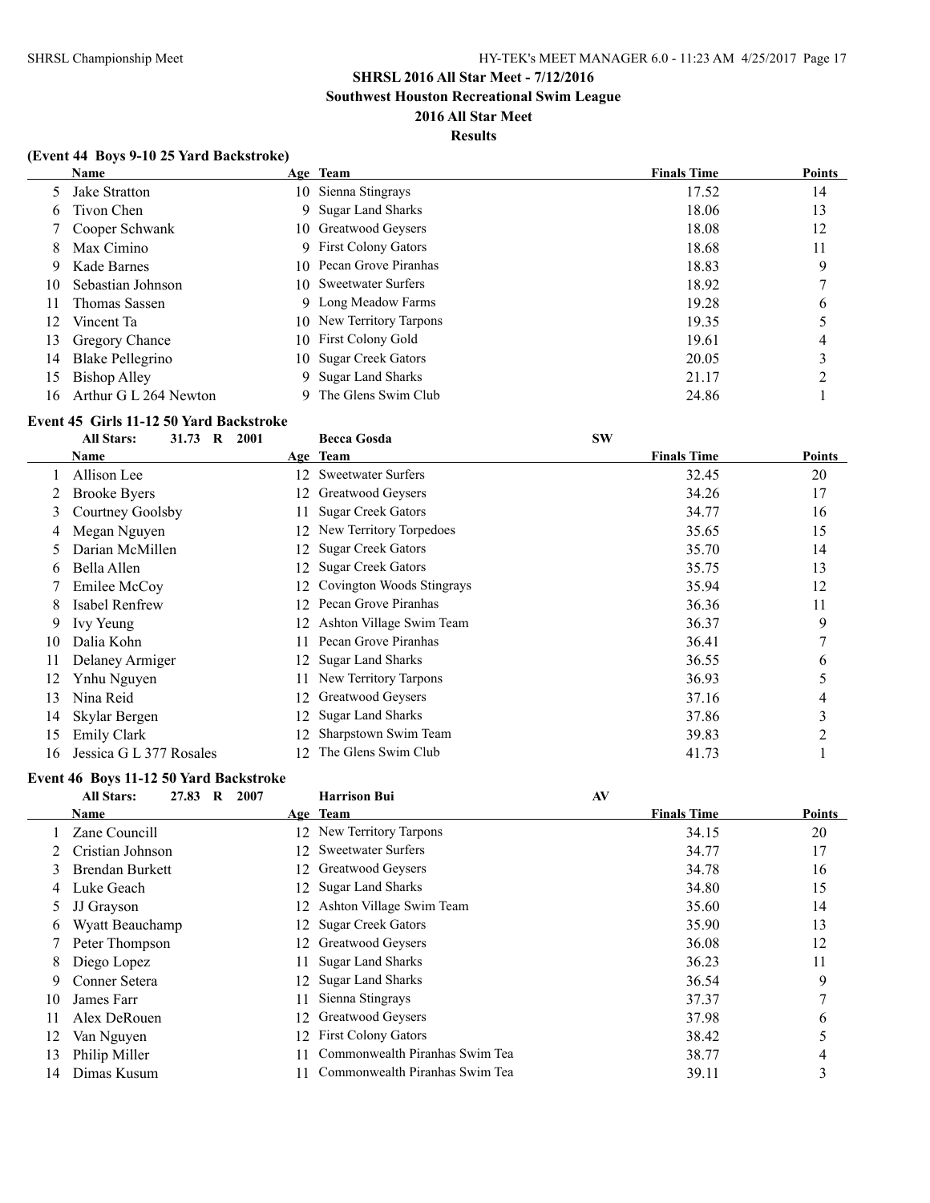# SHRSL 2016 All Star Meet - 7/12/2016

## Southwest Houston Recreational Swim League

## 2016 All Star Meet

### Results

**(Event 44 Boys 9-10 25 Yard Backstroke)**

| | Name | Age | Team | Finals Time | Points |
|---|---|---|---|---|---|
| 5 | Jake Stratton | 10 | Sienna Stingrays | 17.52 | 14 |
| 6 | Tivon Chen | 9 | Sugar Land Sharks | 18.06 | 13 |
| 7 | Cooper Schwank | 10 | Greatwood Geysers | 18.08 | 12 |
| 8 | Max Cimino | 9 | First Colony Gators | 18.68 | 11 |
| 9 | Kade Barnes | 10 | Pecan Grove Piranhas | 18.83 | 9 |
| 10 | Sebastian Johnson | 10 | Sweetwater Surfers | 18.92 | 7 |
| 11 | Thomas Sassen | 9 | Long Meadow Farms | 19.28 | 6 |
| 12 | Vincent Ta | 10 | New Territory Tarpons | 19.35 | 5 |
| 13 | Gregory Chance | 10 | First Colony Gold | 19.61 | 4 |
| 14 | Blake Pellegrino | 10 | Sugar Creek Gators | 20.05 | 3 |
| 15 | Bishop Alley | 9 | Sugar Land Sharks | 21.17 | 2 |
| 16 | Arthur G L 264 Newton | 9 | The Glens Swim Club | 24.86 | 1 |

**Event 45 Girls 11-12 50 Yard Backstroke**

All Stars: 31.73 R 2001 — Becca Gosda — SW

| | Name | Age | Team | Finals Time | Points |
|---|---|---|---|---|---|
| 1 | Allison Lee | 12 | Sweetwater Surfers | 32.45 | 20 |
| 2 | Brooke Byers | 12 | Greatwood Geysers | 34.26 | 17 |
| 3 | Courtney Goolsby | 11 | Sugar Creek Gators | 34.77 | 16 |
| 4 | Megan Nguyen | 12 | New Territory Torpedoes | 35.65 | 15 |
| 5 | Darian McMillen | 12 | Sugar Creek Gators | 35.70 | 14 |
| 6 | Bella Allen | 12 | Sugar Creek Gators | 35.75 | 13 |
| 7 | Emilee McCoy | 12 | Covington Woods Stingrays | 35.94 | 12 |
| 8 | Isabel Renfrew | 12 | Pecan Grove Piranhas | 36.36 | 11 |
| 9 | Ivy Yeung | 12 | Ashton Village Swim Team | 36.37 | 9 |
| 10 | Dalia Kohn | 11 | Pecan Grove Piranhas | 36.41 | 7 |
| 11 | Delaney Armiger | 12 | Sugar Land Sharks | 36.55 | 6 |
| 12 | Ynhu Nguyen | 11 | New Territory Tarpons | 36.93 | 5 |
| 13 | Nina Reid | 12 | Greatwood Geysers | 37.16 | 4 |
| 14 | Skylar Bergen | 12 | Sugar Land Sharks | 37.86 | 3 |
| 15 | Emily Clark | 12 | Sharpstown Swim Team | 39.83 | 2 |
| 16 | Jessica G L 377 Rosales | 12 | The Glens Swim Club | 41.73 | 1 |

**Event 46 Boys 11-12 50 Yard Backstroke**

All Stars: 27.83 R 2007 — Harrison Bui — AV

| | Name | Age | Team | Finals Time | Points |
|---|---|---|---|---|---|
| 1 | Zane Councill | 12 | New Territory Tarpons | 34.15 | 20 |
| 2 | Cristian Johnson | 12 | Sweetwater Surfers | 34.77 | 17 |
| 3 | Brendan Burkett | 12 | Greatwood Geysers | 34.78 | 16 |
| 4 | Luke Geach | 12 | Sugar Land Sharks | 34.80 | 15 |
| 5 | JJ Grayson | 12 | Ashton Village Swim Team | 35.60 | 14 |
| 6 | Wyatt Beauchamp | 12 | Sugar Creek Gators | 35.90 | 13 |
| 7 | Peter Thompson | 12 | Greatwood Geysers | 36.08 | 12 |
| 8 | Diego Lopez | 11 | Sugar Land Sharks | 36.23 | 11 |
| 9 | Conner Setera | 12 | Sugar Land Sharks | 36.54 | 9 |
| 10 | James Farr | 11 | Sienna Stingrays | 37.37 | 7 |
| 11 | Alex DeRouen | 12 | Greatwood Geysers | 37.98 | 6 |
| 12 | Van Nguyen | 12 | First Colony Gators | 38.42 | 5 |
| 13 | Philip Miller | 11 | Commonwealth Piranhas Swim Tea | 38.77 | 4 |
| 14 | Dimas Kusum | 11 | Commonwealth Piranhas Swim Tea | 39.11 | 3 |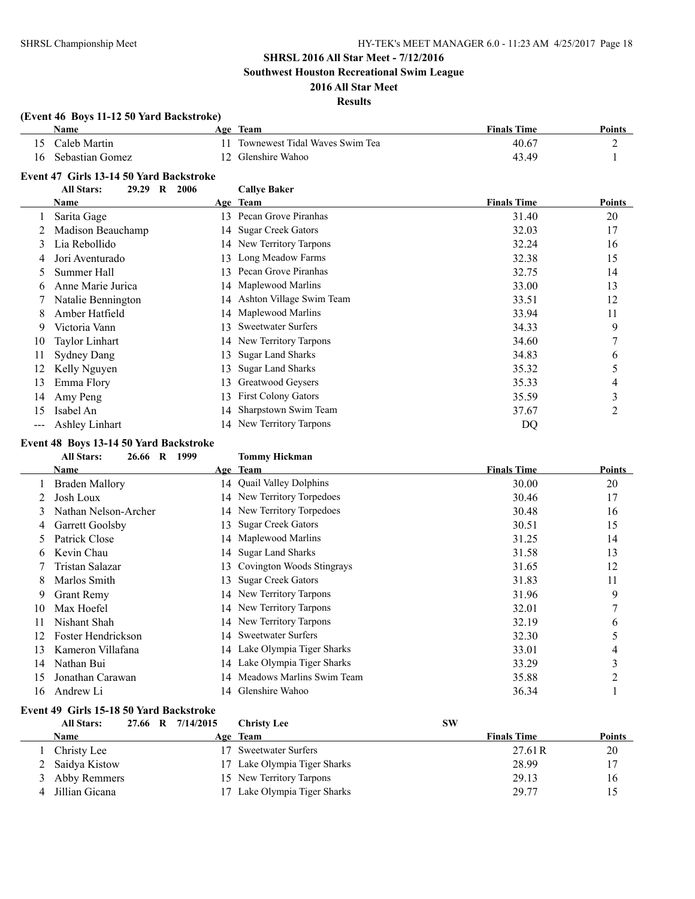# SHRSL 2016 All Star Meet - 7/12/2016

## Southwest Houston Recreational Swim League

## 2016 All Star Meet

## Results

### (Event 46 Boys 11-12 50 Yard Backstroke)

| | Name | Age | Team | Finals Time | Points |
|---|---|---|---|---|---|
| 15 | Caleb Martin | 11 | Townewest Tidal Waves Swim Tea | 40.67 | 2 |
| 16 | Sebastian Gomez | 12 | Glenshire Wahoo | 43.49 | 1 |

### Event 47 Girls 13-14 50 Yard Backstroke

**All Stars: 29.29 R 2006 Callye Baker**

| | Name | Age | Team | Finals Time | Points |
|---|---|---|---|---|---|
| 1 | Sarita Gage | 13 | Pecan Grove Piranhas | 31.40 | 20 |
| 2 | Madison Beauchamp | 14 | Sugar Creek Gators | 32.03 | 17 |
| 3 | Lia Rebollido | 14 | New Territory Tarpons | 32.24 | 16 |
| 4 | Jori Aventurado | 13 | Long Meadow Farms | 32.38 | 15 |
| 5 | Summer Hall | 13 | Pecan Grove Piranhas | 32.75 | 14 |
| 6 | Anne Marie Jurica | 14 | Maplewood Marlins | 33.00 | 13 |
| 7 | Natalie Bennington | 14 | Ashton Village Swim Team | 33.51 | 12 |
| 8 | Amber Hatfield | 14 | Maplewood Marlins | 33.94 | 11 |
| 9 | Victoria Vann | 13 | Sweetwater Surfers | 34.33 | 9 |
| 10 | Taylor Linhart | 14 | New Territory Tarpons | 34.60 | 7 |
| 11 | Sydney Dang | 13 | Sugar Land Sharks | 34.83 | 6 |
| 12 | Kelly Nguyen | 13 | Sugar Land Sharks | 35.32 | 5 |
| 13 | Emma Flory | 13 | Greatwood Geysers | 35.33 | 4 |
| 14 | Amy Peng | 13 | First Colony Gators | 35.59 | 3 |
| 15 | Isabel An | 14 | Sharpstown Swim Team | 37.67 | 2 |
| --- | Ashley Linhart | 14 | New Territory Tarpons | DQ | |

### Event 48 Boys 13-14 50 Yard Backstroke

**All Stars: 26.66 R 1999 Tommy Hickman**

| | Name | Age | Team | Finals Time | Points |
|---|---|---|---|---|---|
| 1 | Braden Mallory | 14 | Quail Valley Dolphins | 30.00 | 20 |
| 2 | Josh Loux | 14 | New Territory Torpedoes | 30.46 | 17 |
| 3 | Nathan Nelson-Archer | 14 | New Territory Torpedoes | 30.48 | 16 |
| 4 | Garrett Goolsby | 13 | Sugar Creek Gators | 30.51 | 15 |
| 5 | Patrick Close | 14 | Maplewood Marlins | 31.25 | 14 |
| 6 | Kevin Chau | 14 | Sugar Land Sharks | 31.58 | 13 |
| 7 | Tristan Salazar | 13 | Covington Woods Stingrays | 31.65 | 12 |
| 8 | Marlos Smith | 13 | Sugar Creek Gators | 31.83 | 11 |
| 9 | Grant Remy | 14 | New Territory Tarpons | 31.96 | 9 |
| 10 | Max Hoefel | 14 | New Territory Tarpons | 32.01 | 7 |
| 11 | Nishant Shah | 14 | New Territory Tarpons | 32.19 | 6 |
| 12 | Foster Hendrickson | 14 | Sweetwater Surfers | 32.30 | 5 |
| 13 | Kameron Villafana | 14 | Lake Olympia Tiger Sharks | 33.01 | 4 |
| 14 | Nathan Bui | 14 | Lake Olympia Tiger Sharks | 33.29 | 3 |
| 15 | Jonathan Carawan | 14 | Meadows Marlins Swim Team | 35.88 | 2 |
| 16 | Andrew Li | 14 | Glenshire Wahoo | 36.34 | 1 |

### Event 49 Girls 15-18 50 Yard Backstroke

**All Stars: 27.66 R 7/14/2015 Christy Lee SW**

| | Name | Age | Team | Finals Time | Points |
|---|---|---|---|---|---|
| 1 | Christy Lee | 17 | Sweetwater Surfers | 27.61R | 20 |
| 2 | Saidya Kistow | 17 | Lake Olympia Tiger Sharks | 28.99 | 17 |
| 3 | Abby Remmers | 15 | New Territory Tarpons | 29.13 | 16 |
| 4 | Jillian Gicana | 17 | Lake Olympia Tiger Sharks | 29.77 | 15 |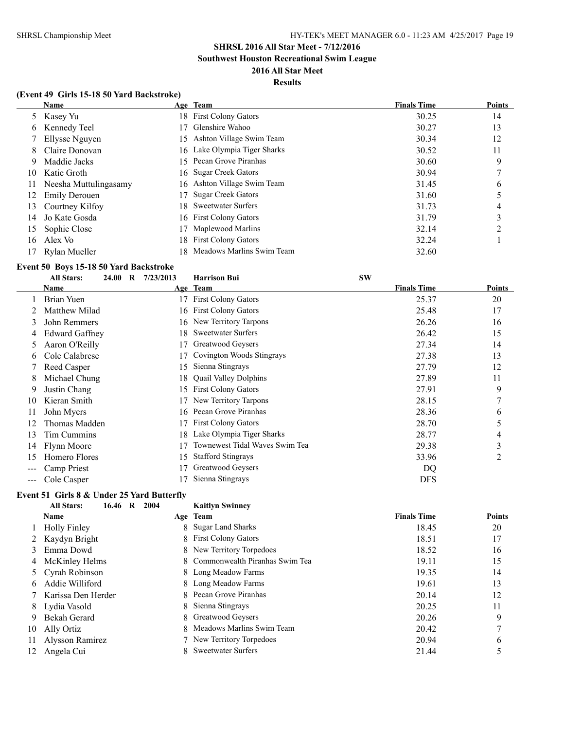# SHRSL 2016 All Star Meet - 7/12/2016

## Southwest Houston Recreational Swim League

## 2016 All Star Meet

### Results

#### (Event 49 Girls 15-18 50 Yard Backstroke)

| | Name | Age | Team | Finals Time | Points |
|---|---|---|---|---|---|
| 5 | Kasey Yu | 18 | First Colony Gators | 30.25 | 14 |
| 6 | Kennedy Teel | 17 | Glenshire Wahoo | 30.27 | 13 |
| 7 | Ellysse Nguyen | 15 | Ashton Village Swim Team | 30.34 | 12 |
| 8 | Claire Donovan | 16 | Lake Olympia Tiger Sharks | 30.52 | 11 |
| 9 | Maddie Jacks | 15 | Pecan Grove Piranhas | 30.60 | 9 |
| 10 | Katie Groth | 16 | Sugar Creek Gators | 30.94 | 7 |
| 11 | Neesha Muttulingasamy | 16 | Ashton Village Swim Team | 31.45 | 6 |
| 12 | Emily Derouen | 17 | Sugar Creek Gators | 31.60 | 5 |
| 13 | Courtney Kilfoy | 18 | Sweetwater Surfers | 31.73 | 4 |
| 14 | Jo Kate Gosda | 16 | First Colony Gators | 31.79 | 3 |
| 15 | Sophie Close | 17 | Maplewood Marlins | 32.14 | 2 |
| 16 | Alex Vo | 18 | First Colony Gators | 32.24 | 1 |
| 17 | Rylan Mueller | 18 | Meadows Marlins Swim Team | 32.60 | |

#### Event 50 Boys 15-18 50 Yard Backstroke

All Stars: 24.00 R 7/23/2013 Harrison Bui SW

| | Name | Age | Team | Finals Time | Points |
|---|---|---|---|---|---|
| 1 | Brian Yuen | 17 | First Colony Gators | 25.37 | 20 |
| 2 | Matthew Milad | 16 | First Colony Gators | 25.48 | 17 |
| 3 | John Remmers | 16 | New Territory Tarpons | 26.26 | 16 |
| 4 | Edward Gaffney | 18 | Sweetwater Surfers | 26.42 | 15 |
| 5 | Aaron O'Reilly | 17 | Greatwood Geysers | 27.34 | 14 |
| 6 | Cole Calabrese | 17 | Covington Woods Stingrays | 27.38 | 13 |
| 7 | Reed Casper | 15 | Sienna Stingrays | 27.79 | 12 |
| 8 | Michael Chung | 18 | Quail Valley Dolphins | 27.89 | 11 |
| 9 | Justin Chang | 15 | First Colony Gators | 27.91 | 9 |
| 10 | Kieran Smith | 17 | New Territory Tarpons | 28.15 | 7 |
| 11 | John Myers | 16 | Pecan Grove Piranhas | 28.36 | 6 |
| 12 | Thomas Madden | 17 | First Colony Gators | 28.70 | 5 |
| 13 | Tim Cummins | 18 | Lake Olympia Tiger Sharks | 28.77 | 4 |
| 14 | Flynn Moore | 17 | Townewest Tidal Waves Swim Tea | 29.38 | 3 |
| 15 | Homero Flores | 15 | Stafford Stingrays | 33.96 | 2 |
| --- | Camp Priest | 17 | Greatwood Geysers | DQ | |
| --- | Cole Casper | 17 | Sienna Stingrays | DFS | |

#### Event 51 Girls 8 & Under 25 Yard Butterfly

All Stars: 16.46 R 2004 Kaitlyn Swinney

| | Name | Age | Team | Finals Time | Points |
|---|---|---|---|---|---|
| 1 | Holly Finley | 8 | Sugar Land Sharks | 18.45 | 20 |
| 2 | Kaydyn Bright | 8 | First Colony Gators | 18.51 | 17 |
| 3 | Emma Dowd | 8 | New Territory Torpedoes | 18.52 | 16 |
| 4 | McKinley Helms | 8 | Commonwealth Piranhas Swim Tea | 19.11 | 15 |
| 5 | Cyrah Robinson | 8 | Long Meadow Farms | 19.35 | 14 |
| 6 | Addie Williford | 8 | Long Meadow Farms | 19.61 | 13 |
| 7 | Karissa Den Herder | 8 | Pecan Grove Piranhas | 20.14 | 12 |
| 8 | Lydia Vasold | 8 | Sienna Stingrays | 20.25 | 11 |
| 9 | Bekah Gerard | 8 | Greatwood Geysers | 20.26 | 9 |
| 10 | Ally Ortiz | 8 | Meadows Marlins Swim Team | 20.42 | 7 |
| 11 | Alysson Ramirez | 7 | New Territory Torpedoes | 20.94 | 6 |
| 12 | Angela Cui | 8 | Sweetwater Surfers | 21.44 | 5 |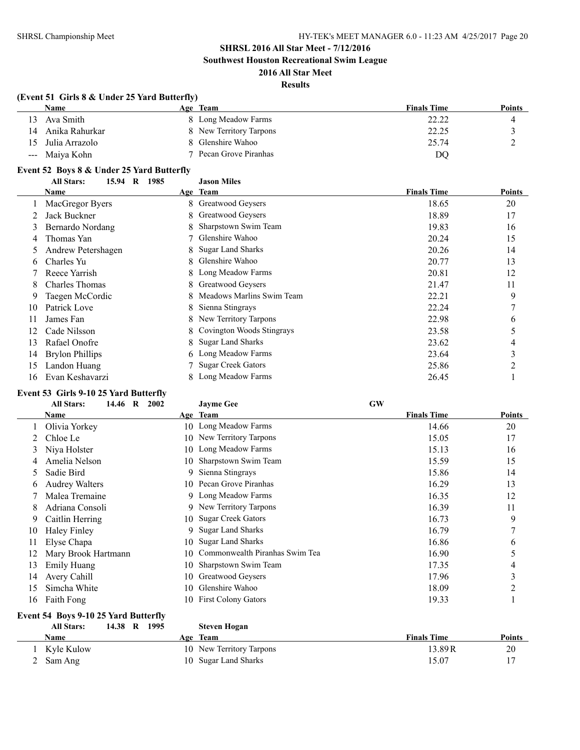## SHRSL 2016 All Star Meet - 7/12/2016

**Southwest Houston Recreational Swim League**

**2016 All Star Meet**

**Results**

### (Event 51 Girls 8 & Under 25 Yard Butterfly)

| | Name | Age | Team | Finals Time | Points |
|---|---|---|---|---|---|
| 13 | Ava Smith | 8 | Long Meadow Farms | 22.22 | 4 |
| 14 | Anika Rahurkar | 8 | New Territory Tarpons | 22.25 | 3 |
| 15 | Julia Arrazolo | 8 | Glenshire Wahoo | 25.74 | 2 |
| --- | Maiya Kohn | 7 | Pecan Grove Piranhas | DQ | |

### Event 52 Boys 8 & Under 25 Yard Butterfly

All Stars: 15.94 R 1985 Jason Miles

| | Name | Age | Team | Finals Time | Points |
|---|---|---|---|---|---|
| 1 | MacGregor Byers | 8 | Greatwood Geysers | 18.65 | 20 |
| 2 | Jack Buckner | 8 | Greatwood Geysers | 18.89 | 17 |
| 3 | Bernardo Nordang | 8 | Sharpstown Swim Team | 19.83 | 16 |
| 4 | Thomas Yan | 7 | Glenshire Wahoo | 20.24 | 15 |
| 5 | Andrew Petershagen | 8 | Sugar Land Sharks | 20.26 | 14 |
| 6 | Charles Yu | 8 | Glenshire Wahoo | 20.77 | 13 |
| 7 | Reece Yarrish | 8 | Long Meadow Farms | 20.81 | 12 |
| 8 | Charles Thomas | 8 | Greatwood Geysers | 21.47 | 11 |
| 9 | Taegen McCordic | 8 | Meadows Marlins Swim Team | 22.21 | 9 |
| 10 | Patrick Love | 8 | Sienna Stingrays | 22.24 | 7 |
| 11 | James Fan | 8 | New Territory Tarpons | 22.98 | 6 |
| 12 | Cade Nilsson | 8 | Covington Woods Stingrays | 23.58 | 5 |
| 13 | Rafael Onofre | 8 | Sugar Land Sharks | 23.62 | 4 |
| 14 | Brylon Phillips | 6 | Long Meadow Farms | 23.64 | 3 |
| 15 | Landon Huang | 7 | Sugar Creek Gators | 25.86 | 2 |
| 16 | Evan Keshavarzi | 8 | Long Meadow Farms | 26.45 | 1 |

### Event 53 Girls 9-10 25 Yard Butterfly

All Stars: 14.46 R 2002 Jayme Gee GW

| | Name | Age | Team | Finals Time | Points |
|---|---|---|---|---|---|
| 1 | Olivia Yorkey | 10 | Long Meadow Farms | 14.66 | 20 |
| 2 | Chloe Le | 10 | New Territory Tarpons | 15.05 | 17 |
| 3 | Niya Holster | 10 | Long Meadow Farms | 15.13 | 16 |
| 4 | Amelia Nelson | 10 | Sharpstown Swim Team | 15.59 | 15 |
| 5 | Sadie Bird | 9 | Sienna Stingrays | 15.86 | 14 |
| 6 | Audrey Walters | 10 | Pecan Grove Piranhas | 16.29 | 13 |
| 7 | Malea Tremaine | 9 | Long Meadow Farms | 16.35 | 12 |
| 8 | Adriana Consoli | 9 | New Territory Tarpons | 16.39 | 11 |
| 9 | Caitlin Herring | 10 | Sugar Creek Gators | 16.73 | 9 |
| 10 | Haley Finley | 9 | Sugar Land Sharks | 16.79 | 7 |
| 11 | Elyse Chapa | 10 | Sugar Land Sharks | 16.86 | 6 |
| 12 | Mary Brook Hartmann | 10 | Commonwealth Piranhas Swim Tea | 16.90 | 5 |
| 13 | Emily Huang | 10 | Sharpstown Swim Team | 17.35 | 4 |
| 14 | Avery Cahill | 10 | Greatwood Geysers | 17.96 | 3 |
| 15 | Simcha White | 10 | Glenshire Wahoo | 18.09 | 2 |
| 16 | Faith Fong | 10 | First Colony Gators | 19.33 | 1 |

### Event 54 Boys 9-10 25 Yard Butterfly

All Stars: 14.38 R 1995 Steven Hogan

| | Name | Age | Team | Finals Time | Points |
|---|---|---|---|---|---|
| 1 | Kyle Kulow | 10 | New Territory Tarpons | 13.89R | 20 |
| 2 | Sam Ang | 10 | Sugar Land Sharks | 15.07 | 17 |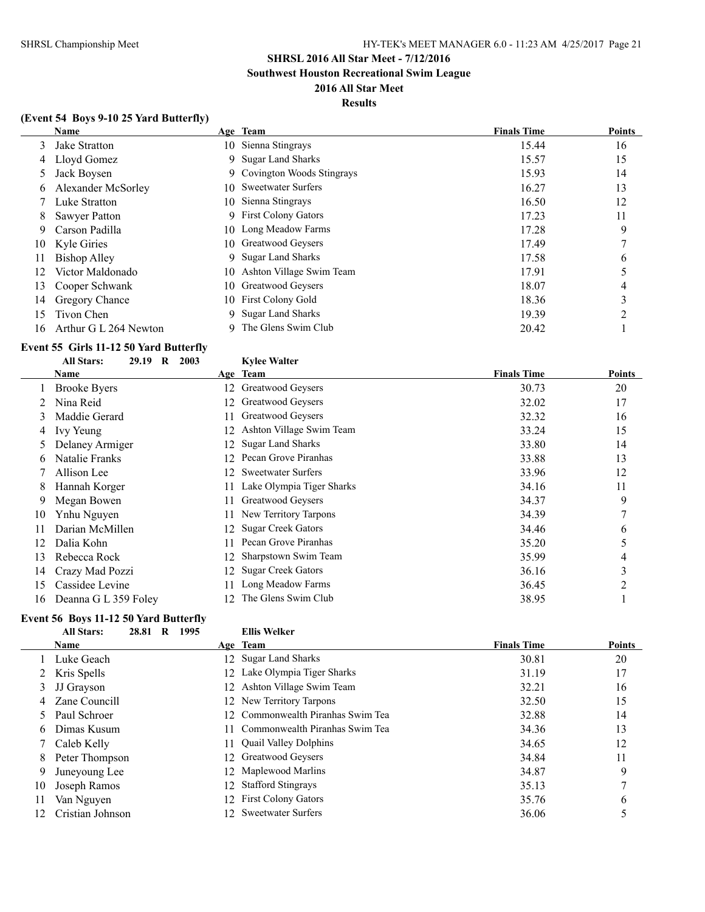## SHRSL 2016 All Star Meet - 7/12/2016

### Southwest Houston Recreational Swim League

### 2016 All Star Meet

### Results

#### (Event 54 Boys 9-10 25 Yard Butterfly)

| | Name | Age | Team | Finals Time | Points |
|---|---|---|---|---|---|
| 3 | Jake Stratton | 10 | Sienna Stingrays | 15.44 | 16 |
| 4 | Lloyd Gomez | 9 | Sugar Land Sharks | 15.57 | 15 |
| 5 | Jack Boysen | 9 | Covington Woods Stingrays | 15.93 | 14 |
| 6 | Alexander McSorley | 10 | Sweetwater Surfers | 16.27 | 13 |
| 7 | Luke Stratton | 10 | Sienna Stingrays | 16.50 | 12 |
| 8 | Sawyer Patton | 9 | First Colony Gators | 17.23 | 11 |
| 9 | Carson Padilla | 10 | Long Meadow Farms | 17.28 | 9 |
| 10 | Kyle Giries | 10 | Greatwood Geysers | 17.49 | 7 |
| 11 | Bishop Alley | 9 | Sugar Land Sharks | 17.58 | 6 |
| 12 | Victor Maldonado | 10 | Ashton Village Swim Team | 17.91 | 5 |
| 13 | Cooper Schwank | 10 | Greatwood Geysers | 18.07 | 4 |
| 14 | Gregory Chance | 10 | First Colony Gold | 18.36 | 3 |
| 15 | Tivon Chen | 9 | Sugar Land Sharks | 19.39 | 2 |
| 16 | Arthur G L 264 Newton | 9 | The Glens Swim Club | 20.42 | 1 |

#### Event 55 Girls 11-12 50 Yard Butterfly

All Stars: 29.19 R 2003 Kylee Walter

| | Name | Age | Team | Finals Time | Points |
|---|---|---|---|---|---|
| 1 | Brooke Byers | 12 | Greatwood Geysers | 30.73 | 20 |
| 2 | Nina Reid | 12 | Greatwood Geysers | 32.02 | 17 |
| 3 | Maddie Gerard | 11 | Greatwood Geysers | 32.32 | 16 |
| 4 | Ivy Yeung | 12 | Ashton Village Swim Team | 33.24 | 15 |
| 5 | Delaney Armiger | 12 | Sugar Land Sharks | 33.80 | 14 |
| 6 | Natalie Franks | 12 | Pecan Grove Piranhas | 33.88 | 13 |
| 7 | Allison Lee | 12 | Sweetwater Surfers | 33.96 | 12 |
| 8 | Hannah Korger | 11 | Lake Olympia Tiger Sharks | 34.16 | 11 |
| 9 | Megan Bowen | 11 | Greatwood Geysers | 34.37 | 9 |
| 10 | Ynhu Nguyen | 11 | New Territory Tarpons | 34.39 | 7 |
| 11 | Darian McMillen | 12 | Sugar Creek Gators | 34.46 | 6 |
| 12 | Dalia Kohn | 11 | Pecan Grove Piranhas | 35.20 | 5 |
| 13 | Rebecca Rock | 12 | Sharpstown Swim Team | 35.99 | 4 |
| 14 | Crazy Mad Pozzi | 12 | Sugar Creek Gators | 36.16 | 3 |
| 15 | Cassidee Levine | 11 | Long Meadow Farms | 36.45 | 2 |
| 16 | Deanna G L 359 Foley | 12 | The Glens Swim Club | 38.95 | 1 |

#### Event 56 Boys 11-12 50 Yard Butterfly

All Stars: 28.81 R 1995 Ellis Welker

| | Name | Age | Team | Finals Time | Points |
|---|---|---|---|---|---|
| 1 | Luke Geach | 12 | Sugar Land Sharks | 30.81 | 20 |
| 2 | Kris Spells | 12 | Lake Olympia Tiger Sharks | 31.19 | 17 |
| 3 | JJ Grayson | 12 | Ashton Village Swim Team | 32.21 | 16 |
| 4 | Zane Councill | 12 | New Territory Tarpons | 32.50 | 15 |
| 5 | Paul Schroer | 12 | Commonwealth Piranhas Swim Tea | 32.88 | 14 |
| 6 | Dimas Kusum | 11 | Commonwealth Piranhas Swim Tea | 34.36 | 13 |
| 7 | Caleb Kelly | 11 | Quail Valley Dolphins | 34.65 | 12 |
| 8 | Peter Thompson | 12 | Greatwood Geysers | 34.84 | 11 |
| 9 | Juneyoung Lee | 12 | Maplewood Marlins | 34.87 | 9 |
| 10 | Joseph Ramos | 12 | Stafford Stingrays | 35.13 | 7 |
| 11 | Van Nguyen | 12 | First Colony Gators | 35.76 | 6 |
| 12 | Cristian Johnson | 12 | Sweetwater Surfers | 36.06 | 5 |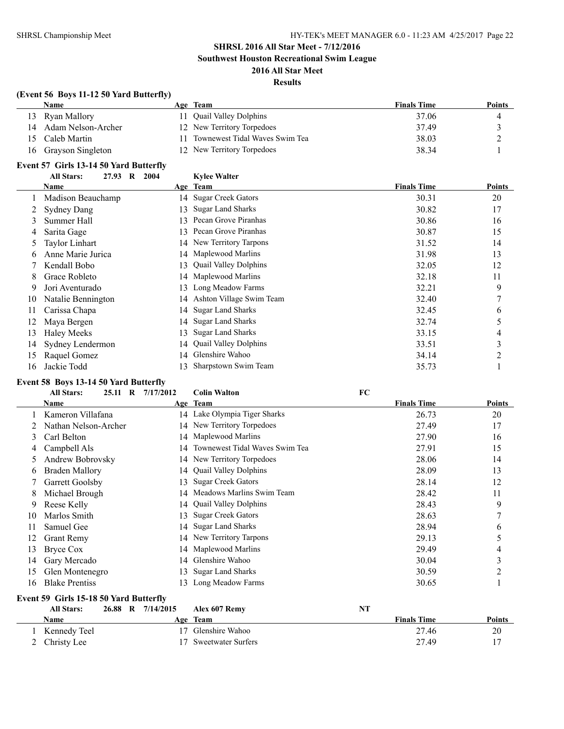## SHRSL 2016 All Star Meet - 7/12/2016

**Southwest Houston Recreational Swim League**

**2016 All Star Meet**

**Results**

### (Event 56 Boys 11-12 50 Yard Butterfly)

| | Name | Age | Team | Finals Time | Points |
|---|---|---|---|---|---|
| 13 | Ryan Mallory | 11 | Quail Valley Dolphins | 37.06 | 4 |
| 14 | Adam Nelson-Archer | 12 | New Territory Torpedoes | 37.49 | 3 |
| 15 | Caleb Martin | 11 | Townewest Tidal Waves Swim Tea | 38.03 | 2 |
| 16 | Grayson Singleton | 12 | New Territory Torpedoes | 38.34 | 1 |

### Event 57 Girls 13-14 50 Yard Butterfly

**All Stars:** 27.93 R 2004 **Kylee Walter**

| | Name | Age | Team | Finals Time | Points |
|---|---|---|---|---|---|
| 1 | Madison Beauchamp | 14 | Sugar Creek Gators | 30.31 | 20 |
| 2 | Sydney Dang | 13 | Sugar Land Sharks | 30.82 | 17 |
| 3 | Summer Hall | 13 | Pecan Grove Piranhas | 30.86 | 16 |
| 4 | Sarita Gage | 13 | Pecan Grove Piranhas | 30.87 | 15 |
| 5 | Taylor Linhart | 14 | New Territory Tarpons | 31.52 | 14 |
| 6 | Anne Marie Jurica | 14 | Maplewood Marlins | 31.98 | 13 |
| 7 | Kendall Bobo | 13 | Quail Valley Dolphins | 32.05 | 12 |
| 8 | Grace Robleto | 14 | Maplewood Marlins | 32.18 | 11 |
| 9 | Jori Aventurado | 13 | Long Meadow Farms | 32.21 | 9 |
| 10 | Natalie Bennington | 14 | Ashton Village Swim Team | 32.40 | 7 |
| 11 | Carissa Chapa | 14 | Sugar Land Sharks | 32.45 | 6 |
| 12 | Maya Bergen | 14 | Sugar Land Sharks | 32.74 | 5 |
| 13 | Haley Meeks | 13 | Sugar Land Sharks | 33.15 | 4 |
| 14 | Sydney Lendermon | 14 | Quail Valley Dolphins | 33.51 | 3 |
| 15 | Raquel Gomez | 14 | Glenshire Wahoo | 34.14 | 2 |
| 16 | Jackie Todd | 13 | Sharpstown Swim Team | 35.73 | 1 |

### Event 58 Boys 13-14 50 Yard Butterfly

**All Stars:** 25.11 R 7/17/2012 **Colin Walton** FC

| | Name | Age | Team | Finals Time | Points |
|---|---|---|---|---|---|
| 1 | Kameron Villafana | 14 | Lake Olympia Tiger Sharks | 26.73 | 20 |
| 2 | Nathan Nelson-Archer | 14 | New Territory Torpedoes | 27.49 | 17 |
| 3 | Carl Belton | 14 | Maplewood Marlins | 27.90 | 16 |
| 4 | Campbell Als | 14 | Townewest Tidal Waves Swim Tea | 27.91 | 15 |
| 5 | Andrew Bobrovsky | 14 | New Territory Torpedoes | 28.06 | 14 |
| 6 | Braden Mallory | 14 | Quail Valley Dolphins | 28.09 | 13 |
| 7 | Garrett Goolsby | 13 | Sugar Creek Gators | 28.14 | 12 |
| 8 | Michael Brough | 14 | Meadows Marlins Swim Team | 28.42 | 11 |
| 9 | Reese Kelly | 14 | Quail Valley Dolphins | 28.43 | 9 |
| 10 | Marlos Smith | 13 | Sugar Creek Gators | 28.63 | 7 |
| 11 | Samuel Gee | 14 | Sugar Land Sharks | 28.94 | 6 |
| 12 | Grant Remy | 14 | New Territory Tarpons | 29.13 | 5 |
| 13 | Bryce Cox | 14 | Maplewood Marlins | 29.49 | 4 |
| 14 | Gary Mercado | 14 | Glenshire Wahoo | 30.04 | 3 |
| 15 | Glen Montenegro | 13 | Sugar Land Sharks | 30.59 | 2 |
| 16 | Blake Prentiss | 13 | Long Meadow Farms | 30.65 | 1 |

### Event 59 Girls 15-18 50 Yard Butterfly

**All Stars:** 26.88 R 7/14/2015 **Alex 607 Remy** NT

| | Name | Age | Team | Finals Time | Points |
|---|---|---|---|---|---|
| 1 | Kennedy Teel | 17 | Glenshire Wahoo | 27.46 | 20 |
| 2 | Christy Lee | 17 | Sweetwater Surfers | 27.49 | 17 |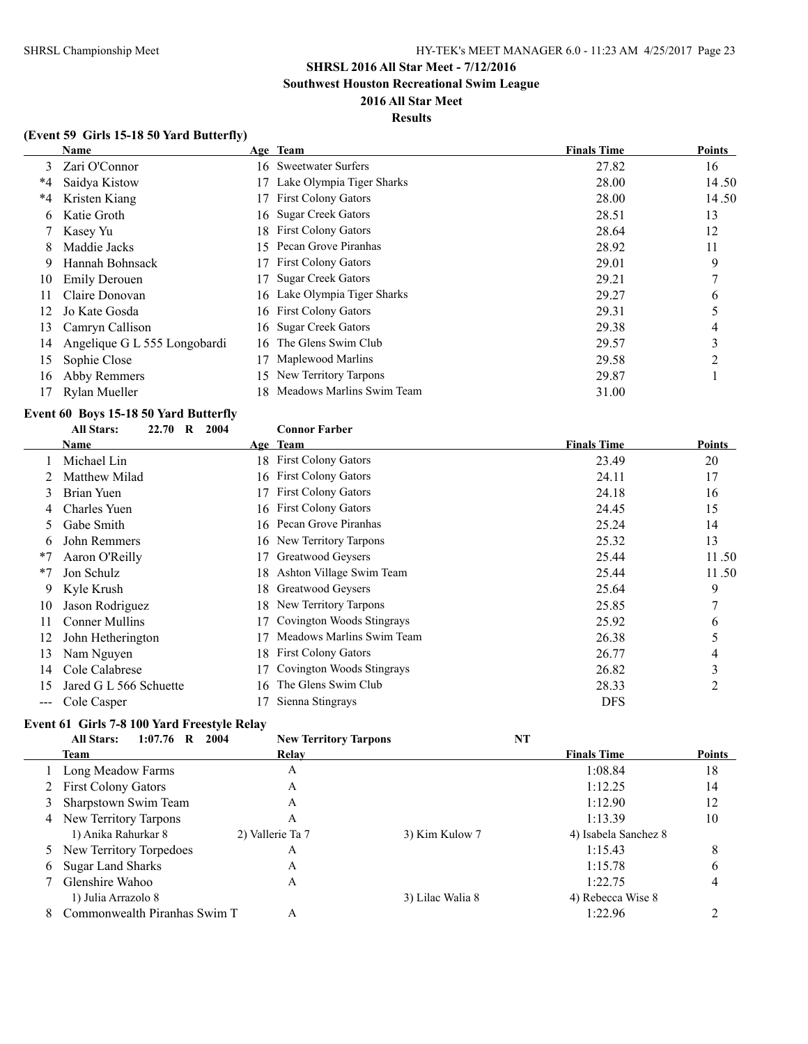# SHRSL 2016 All Star Meet - 7/12/2016

**Southwest Houston Recreational Swim League**

**2016 All Star Meet**

**Results**

### (Event 59 Girls 15-18 50 Yard Butterfly)

| | Name | Age | Team | Finals Time | Points |
|---|---|---|---|---|---|
| 3 | Zari O'Connor | 16 | Sweetwater Surfers | 27.82 | 16 |
| *4 | Saidya Kistow | 17 | Lake Olympia Tiger Sharks | 28.00 | 14.50 |
| *4 | Kristen Kiang | 17 | First Colony Gators | 28.00 | 14.50 |
| 6 | Katie Groth | 16 | Sugar Creek Gators | 28.51 | 13 |
| 7 | Kasey Yu | 18 | First Colony Gators | 28.64 | 12 |
| 8 | Maddie Jacks | 15 | Pecan Grove Piranhas | 28.92 | 11 |
| 9 | Hannah Bohnsack | 17 | First Colony Gators | 29.01 | 9 |
| 10 | Emily Derouen | 17 | Sugar Creek Gators | 29.21 | 7 |
| 11 | Claire Donovan | 16 | Lake Olympia Tiger Sharks | 29.27 | 6 |
| 12 | Jo Kate Gosda | 16 | First Colony Gators | 29.31 | 5 |
| 13 | Camryn Callison | 16 | Sugar Creek Gators | 29.38 | 4 |
| 14 | Angelique G L 555 Longobardi | 16 | The Glens Swim Club | 29.57 | 3 |
| 15 | Sophie Close | 17 | Maplewood Marlins | 29.58 | 2 |
| 16 | Abby Remmers | 15 | New Territory Tarpons | 29.87 | 1 |
| 17 | Rylan Mueller | 18 | Meadows Marlins Swim Team | 31.00 | |

### Event 60 Boys 15-18 50 Yard Butterfly

**All Stars: 22.70 R 2004 Connor Farber**

| | Name | Age | Team | Finals Time | Points |
|---|---|---|---|---|---|
| 1 | Michael Lin | 18 | First Colony Gators | 23.49 | 20 |
| 2 | Matthew Milad | 16 | First Colony Gators | 24.11 | 17 |
| 3 | Brian Yuen | 17 | First Colony Gators | 24.18 | 16 |
| 4 | Charles Yuen | 16 | First Colony Gators | 24.45 | 15 |
| 5 | Gabe Smith | 16 | Pecan Grove Piranhas | 25.24 | 14 |
| 6 | John Remmers | 16 | New Territory Tarpons | 25.32 | 13 |
| *7 | Aaron O'Reilly | 17 | Greatwood Geysers | 25.44 | 11.50 |
| *7 | Jon Schulz | 18 | Ashton Village Swim Team | 25.44 | 11.50 |
| 9 | Kyle Krush | 18 | Greatwood Geysers | 25.64 | 9 |
| 10 | Jason Rodriguez | 18 | New Territory Tarpons | 25.85 | 7 |
| 11 | Conner Mullins | 17 | Covington Woods Stingrays | 25.92 | 6 |
| 12 | John Hetherington | 17 | Meadows Marlins Swim Team | 26.38 | 5 |
| 13 | Nam Nguyen | 18 | First Colony Gators | 26.77 | 4 |
| 14 | Cole Calabrese | 17 | Covington Woods Stingrays | 26.82 | 3 |
| 15 | Jared G L 566 Schuette | 16 | The Glens Swim Club | 28.33 | 2 |
| --- | Cole Casper | 17 | Sienna Stingrays | DFS | |

### Event 61 Girls 7-8 100 Yard Freestyle Relay

**All Stars: 1:07.76 R 2004 New Territory Tarpons NT**

| | Team | Relay | | Finals Time | Points |
|---|---|---|---|---|---|
| 1 | Long Meadow Farms | A | | 1:08.84 | 18 |
| 2 | First Colony Gators | A | | 1:12.25 | 14 |
| 3 | Sharpstown Swim Team | A | | 1:12.90 | 12 |
| 4 | New Territory Tarpons | A | | 1:13.39 | 10 |
| | 1) Anika Rahurkar 8 | 2) Vallerie Ta 7 | 3) Kim Kulow 7 | 4) Isabela Sanchez 8 | |
| 5 | New Territory Torpedoes | A | | 1:15.43 | 8 |
| 6 | Sugar Land Sharks | A | | 1:15.78 | 6 |
| 7 | Glenshire Wahoo | A | | 1:22.75 | 4 |
| | 1) Julia Arrazolo 8 | | 3) Lilac Walia 8 | 4) Rebecca Wise 8 | |
| 8 | Commonwealth Piranhas Swim T | A | | 1:22.96 | 2 |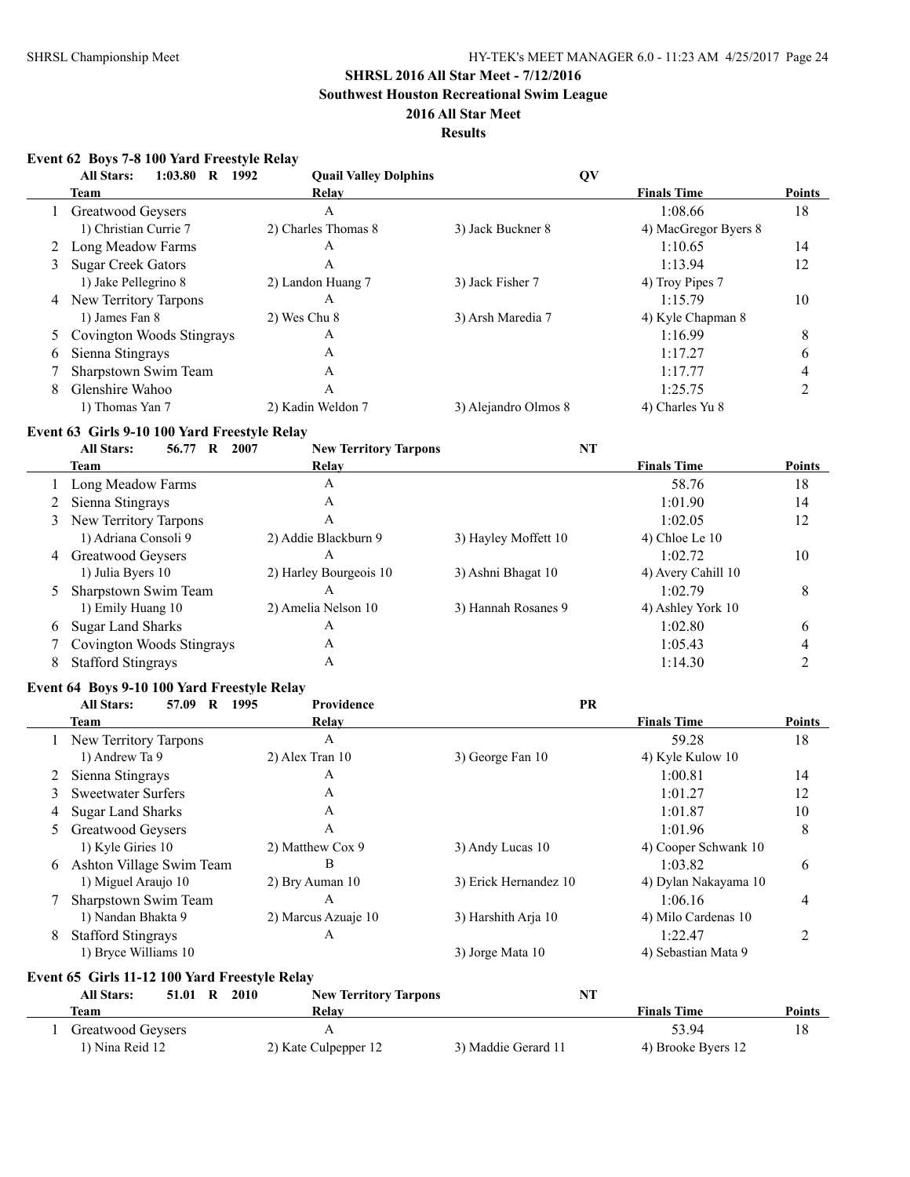**SHRSL 2016 All Star Meet - 7/12/2016**

**Southwest Houston Recreational Swim League**

**2016 All Star Meet**

**Results**

## Event 62 Boys 7-8 100 Yard Freestyle Relay

All Stars: 1:03.80 R 1992 Quail Valley Dolphins QV

| | Team | Relay | | Finals Time | Points |
|---|---|---|---|---|---|
| 1 | Greatwood Geysers | A | | 1:08.66 | 18 |
| | 1) Christian Currie 7 | 2) Charles Thomas 8 | 3) Jack Buckner 8 | 4) MacGregor Byers 8 | |
| 2 | Long Meadow Farms | A | | 1:10.65 | 14 |
| 3 | Sugar Creek Gators | A | | 1:13.94 | 12 |
| | 1) Jake Pellegrino 8 | 2) Landon Huang 7 | 3) Jack Fisher 7 | 4) Troy Pipes 7 | |
| 4 | New Territory Tarpons | A | | 1:15.79 | 10 |
| | 1) James Fan 8 | 2) Wes Chu 8 | 3) Arsh Maredia 7 | 4) Kyle Chapman 8 | |
| 5 | Covington Woods Stingrays | A | | 1:16.99 | 8 |
| 6 | Sienna Stingrays | A | | 1:17.27 | 6 |
| 7 | Sharpstown Swim Team | A | | 1:17.77 | 4 |
| 8 | Glenshire Wahoo | A | | 1:25.75 | 2 |
| | 1) Thomas Yan 7 | 2) Kadin Weldon 7 | 3) Alejandro Olmos 8 | 4) Charles Yu 8 | |

## Event 63 Girls 9-10 100 Yard Freestyle Relay

All Stars: 56.77 R 2007 New Territory Tarpons NT

| | Team | Relay | | Finals Time | Points |
|---|---|---|---|---|---|
| 1 | Long Meadow Farms | A | | 58.76 | 18 |
| 2 | Sienna Stingrays | A | | 1:01.90 | 14 |
| 3 | New Territory Tarpons | A | | 1:02.05 | 12 |
| | 1) Adriana Consoli 9 | 2) Addie Blackburn 9 | 3) Hayley Moffett 10 | 4) Chloe Le 10 | |
| 4 | Greatwood Geysers | A | | 1:02.72 | 10 |
| | 1) Julia Byers 10 | 2) Harley Bourgeois 10 | 3) Ashni Bhagat 10 | 4) Avery Cahill 10 | |
| 5 | Sharpstown Swim Team | A | | 1:02.79 | 8 |
| | 1) Emily Huang 10 | 2) Amelia Nelson 10 | 3) Hannah Rosanes 9 | 4) Ashley York 10 | |
| 6 | Sugar Land Sharks | A | | 1:02.80 | 6 |
| 7 | Covington Woods Stingrays | A | | 1:05.43 | 4 |
| 8 | Stafford Stingrays | A | | 1:14.30 | 2 |

## Event 64 Boys 9-10 100 Yard Freestyle Relay

All Stars: 57.09 R 1995 Providence PR

| | Team | Relay | | Finals Time | Points |
|---|---|---|---|---|---|
| 1 | New Territory Tarpons | A | | 59.28 | 18 |
| | 1) Andrew Ta 9 | 2) Alex Tran 10 | 3) George Fan 10 | 4) Kyle Kulow 10 | |
| 2 | Sienna Stingrays | A | | 1:00.81 | 14 |
| 3 | Sweetwater Surfers | A | | 1:01.27 | 12 |
| 4 | Sugar Land Sharks | A | | 1:01.87 | 10 |
| 5 | Greatwood Geysers | A | | 1:01.96 | 8 |
| | 1) Kyle Giries 10 | 2) Matthew Cox 9 | 3) Andy Lucas 10 | 4) Cooper Schwank 10 | |
| 6 | Ashton Village Swim Team | B | | 1:03.82 | 6 |
| | 1) Miguel Araujo 10 | 2) Bry Auman 10 | 3) Erick Hernandez 10 | 4) Dylan Nakayama 10 | |
| 7 | Sharpstown Swim Team | A | | 1:06.16 | 4 |
| | 1) Nandan Bhakta 9 | 2) Marcus Azuaje 10 | 3) Harshith Arja 10 | 4) Milo Cardenas 10 | |
| 8 | Stafford Stingrays | A | | 1:22.47 | 2 |
| | 1) Bryce Williams 10 | | 3) Jorge Mata 10 | 4) Sebastian Mata 9 | |

## Event 65 Girls 11-12 100 Yard Freestyle Relay

All Stars: 51.01 R 2010 New Territory Tarpons NT

| | Team | Relay | | Finals Time | Points |
|---|---|---|---|---|---|
| 1 | Greatwood Geysers | A | | 53.94 | 18 |
| | 1) Nina Reid 12 | 2) Kate Culpepper 12 | 3) Maddie Gerard 11 | 4) Brooke Byers 12 | |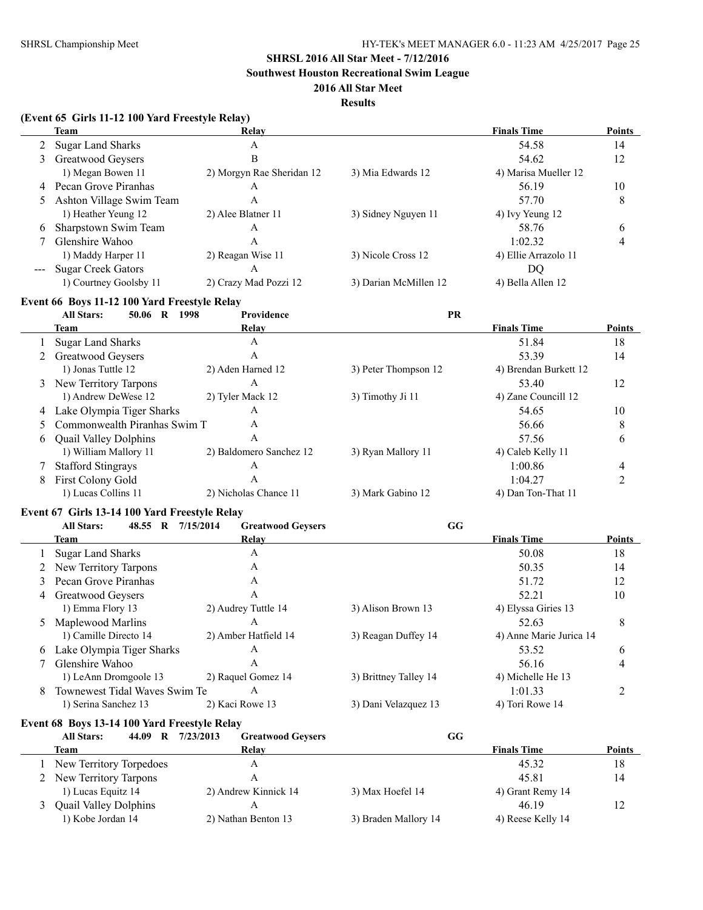## SHRSL 2016 All Star Meet - 7/12/2016

### Southwest Houston Recreational Swim League

### 2016 All Star Meet

### Results

**(Event 65 Girls 11-12 100 Yard Freestyle Relay)**

| | Team | Relay | | Finals Time | Points |
|---|---|---|---|---|---|
| 2 | Sugar Land Sharks | A | | 54.58 | 14 |
| 3 | Greatwood Geysers | B | | 54.62 | 12 |
| | 1) Megan Bowen 11 | 2) Morgyn Rae Sheridan 12 | 3) Mia Edwards 12 | 4) Marisa Mueller 12 | |
| 4 | Pecan Grove Piranhas | A | | 56.19 | 10 |
| 5 | Ashton Village Swim Team | A | | 57.70 | 8 |
| | 1) Heather Yeung 12 | 2) Alee Blatner 11 | 3) Sidney Nguyen 11 | 4) Ivy Yeung 12 | |
| 6 | Sharpstown Swim Team | A | | 58.76 | 6 |
| 7 | Glenshire Wahoo | A | | 1:02.32 | 4 |
| | 1) Maddy Harper 11 | 2) Reagan Wise 11 | 3) Nicole Cross 12 | 4) Ellie Arrazolo 11 | |
| --- | Sugar Creek Gators | A | | DQ | |
| | 1) Courtney Goolsby 11 | 2) Crazy Mad Pozzi 12 | 3) Darian McMillen 12 | 4) Bella Allen 12 | |

**Event 66 Boys 11-12 100 Yard Freestyle Relay**

All Stars: 50.06 R 1998 Providence PR

| | Team | Relay | | Finals Time | Points |
|---|---|---|---|---|---|
| 1 | Sugar Land Sharks | A | | 51.84 | 18 |
| 2 | Greatwood Geysers | A | | 53.39 | 14 |
| | 1) Jonas Tuttle 12 | 2) Aden Harned 12 | 3) Peter Thompson 12 | 4) Brendan Burkett 12 | |
| 3 | New Territory Tarpons | A | | 53.40 | 12 |
| | 1) Andrew DeWese 12 | 2) Tyler Mack 12 | 3) Timothy Ji 11 | 4) Zane Councill 12 | |
| 4 | Lake Olympia Tiger Sharks | A | | 54.65 | 10 |
| 5 | Commonwealth Piranhas Swim T | A | | 56.66 | 8 |
| 6 | Quail Valley Dolphins | A | | 57.56 | 6 |
| | 1) William Mallory 11 | 2) Baldomero Sanchez 12 | 3) Ryan Mallory 11 | 4) Caleb Kelly 11 | |
| 7 | Stafford Stingrays | A | | 1:00.86 | 4 |
| 8 | First Colony Gold | A | | 1:04.27 | 2 |
| | 1) Lucas Collins 11 | 2) Nicholas Chance 11 | 3) Mark Gabino 12 | 4) Dan Ton-That 11 | |

**Event 67 Girls 13-14 100 Yard Freestyle Relay**

All Stars: 48.55 R 7/15/2014 Greatwood Geysers GG

| | Team | Relay | | Finals Time | Points |
|---|---|---|---|---|---|
| 1 | Sugar Land Sharks | A | | 50.08 | 18 |
| 2 | New Territory Tarpons | A | | 50.35 | 14 |
| 3 | Pecan Grove Piranhas | A | | 51.72 | 12 |
| 4 | Greatwood Geysers | A | | 52.21 | 10 |
| | 1) Emma Flory 13 | 2) Audrey Tuttle 14 | 3) Alison Brown 13 | 4) Elyssa Giries 13 | |
| 5 | Maplewood Marlins | A | | 52.63 | 8 |
| | 1) Camille Directo 14 | 2) Amber Hatfield 14 | 3) Reagan Duffey 14 | 4) Anne Marie Jurica 14 | |
| 6 | Lake Olympia Tiger Sharks | A | | 53.52 | 6 |
| 7 | Glenshire Wahoo | A | | 56.16 | 4 |
| | 1) LeAnn Dromgoole 13 | 2) Raquel Gomez 14 | 3) Brittney Talley 14 | 4) Michelle He 13 | |
| 8 | Townewest Tidal Waves Swim Te | A | | 1:01.33 | 2 |
| | 1) Serina Sanchez 13 | 2) Kaci Rowe 13 | 3) Dani Velazquez 13 | 4) Tori Rowe 14 | |

**Event 68 Boys 13-14 100 Yard Freestyle Relay**

All Stars: 44.09 R 7/23/2013 Greatwood Geysers GG

| | Team | Relay | | Finals Time | Points |
|---|---|---|---|---|---|
| 1 | New Territory Torpedoes | A | | 45.32 | 18 |
| 2 | New Territory Tarpons | A | | 45.81 | 14 |
| | 1) Lucas Equitz 14 | 2) Andrew Kinnick 14 | 3) Max Hoefel 14 | 4) Grant Remy 14 | |
| 3 | Quail Valley Dolphins | A | | 46.19 | 12 |
| | 1) Kobe Jordan 14 | 2) Nathan Benton 13 | 3) Braden Mallory 14 | 4) Reese Kelly 14 | |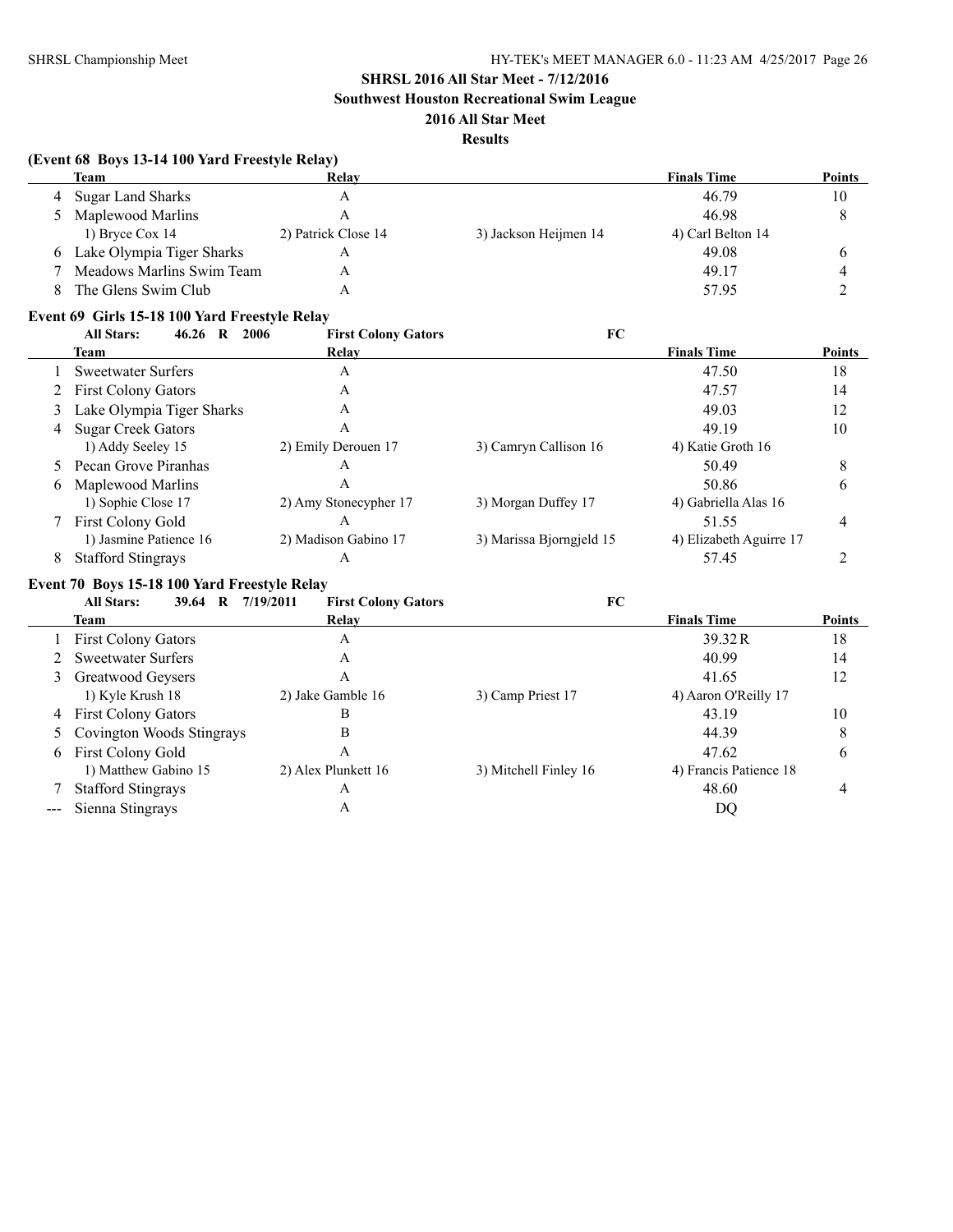## SHRSL 2016 All Star Meet - 7/12/2016

### Southwest Houston Recreational Swim League

### 2016 All Star Meet

### Results

**(Event 68 Boys 13-14 100 Yard Freestyle Relay)**

| | Team | Relay | | Finals Time | Points |
|---|---|---|---|---|---|
| 4 | Sugar Land Sharks | A | | 46.79 | 10 |
| 5 | Maplewood Marlins | A | | 46.98 | 8 |
| | 1) Bryce Cox 14 | 2) Patrick Close 14 | 3) Jackson Heijmen 14 | 4) Carl Belton 14 | |
| 6 | Lake Olympia Tiger Sharks | A | | 49.08 | 6 |
| 7 | Meadows Marlins Swim Team | A | | 49.17 | 4 |
| 8 | The Glens Swim Club | A | | 57.95 | 2 |

**Event 69 Girls 15-18 100 Yard Freestyle Relay**

**All Stars: 46.26 R 2006 First Colony Gators FC**

| | Team | Relay | | Finals Time | Points |
|---|---|---|---|---|---|
| 1 | Sweetwater Surfers | A | | 47.50 | 18 |
| 2 | First Colony Gators | A | | 47.57 | 14 |
| 3 | Lake Olympia Tiger Sharks | A | | 49.03 | 12 |
| 4 | Sugar Creek Gators | A | | 49.19 | 10 |
| | 1) Addy Seeley 15 | 2) Emily Derouen 17 | 3) Camryn Callison 16 | 4) Katie Groth 16 | |
| 5 | Pecan Grove Piranhas | A | | 50.49 | 8 |
| 6 | Maplewood Marlins | A | | 50.86 | 6 |
| | 1) Sophie Close 17 | 2) Amy Stonecypher 17 | 3) Morgan Duffey 17 | 4) Gabriella Alas 16 | |
| 7 | First Colony Gold | A | | 51.55 | 4 |
| | 1) Jasmine Patience 16 | 2) Madison Gabino 17 | 3) Marissa Bjorngjeld 15 | 4) Elizabeth Aguirre 17 | |
| 8 | Stafford Stingrays | A | | 57.45 | 2 |

**Event 70 Boys 15-18 100 Yard Freestyle Relay**

**All Stars: 39.64 R 7/19/2011 First Colony Gators FC**

| | Team | Relay | | Finals Time | Points |
|---|---|---|---|---|---|
| 1 | First Colony Gators | A | | 39.32R | 18 |
| 2 | Sweetwater Surfers | A | | 40.99 | 14 |
| 3 | Greatwood Geysers | A | | 41.65 | 12 |
| | 1) Kyle Krush 18 | 2) Jake Gamble 16 | 3) Camp Priest 17 | 4) Aaron O'Reilly 17 | |
| 4 | First Colony Gators | B | | 43.19 | 10 |
| 5 | Covington Woods Stingrays | B | | 44.39 | 8 |
| 6 | First Colony Gold | A | | 47.62 | 6 |
| | 1) Matthew Gabino 15 | 2) Alex Plunkett 16 | 3) Mitchell Finley 16 | 4) Francis Patience 18 | |
| 7 | Stafford Stingrays | A | | 48.60 | 4 |
| --- | Sienna Stingrays | A | | DQ | |